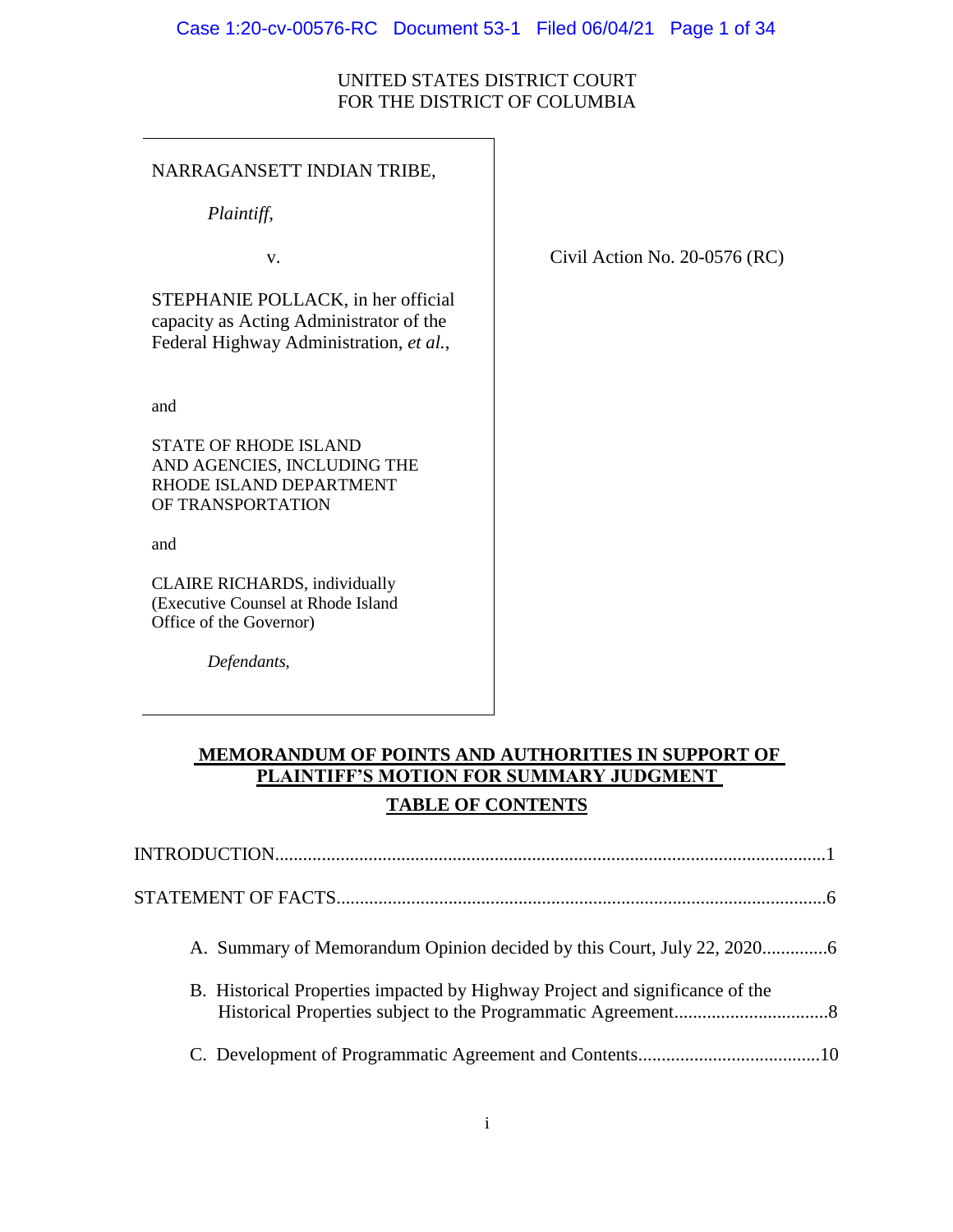UNITED STATES DISTRICT COURT
FOR THE DISTRICT OF COLUMBIA

NARRAGANSETT INDIAN TRIBE,

*Plaintiff,*

v.

STEPHANIE POLLACK, in her official capacity as Acting Administrator of the Federal Highway Administration, *et al.*,

and

STATE OF RHODE ISLAND AND AGENCIES, INCLUDING THE RHODE ISLAND DEPARTMENT OF TRANSPORTATION

and

CLAIRE RICHARDS, individually (Executive Counsel at Rhode Island Office of the Governor)

*Defendants,*

Civil Action No. 20-0576 (RC)

## MEMORANDUM OF POINTS AND AUTHORITIES IN SUPPORT OF PLAINTIFF'S MOTION FOR SUMMARY JUDGMENT

## TABLE OF CONTENTS

INTRODUCTION....................................................................................................................1

STATEMENT OF FACTS........................................................................................................6

A. Summary of Memorandum Opinion decided by this Court, July 22, 2020..............6

B. Historical Properties impacted by Highway Project and significance of the Historical Properties subject to the Programmatic Agreement.................................8

C. Development of Programmatic Agreement and Contents.......................................10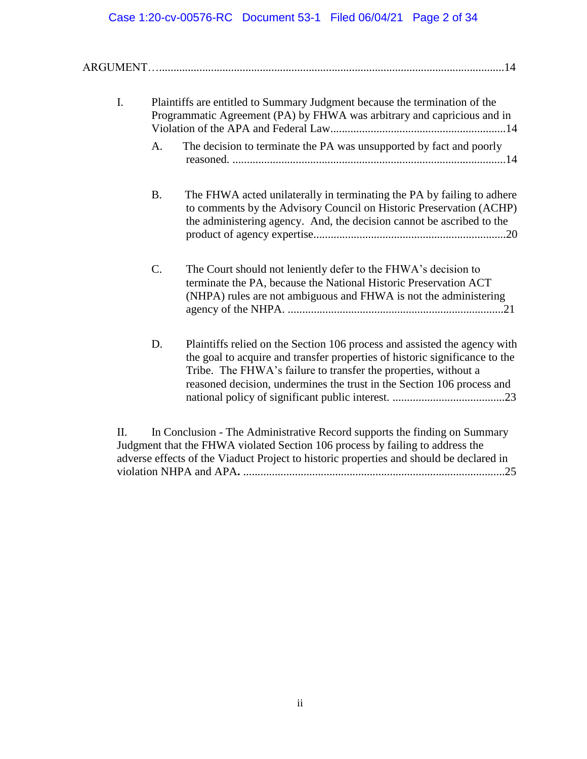ARGUMENT…....................................................................................................................14

I. Plaintiffs are entitled to Summary Judgment because the termination of the Programmatic Agreement (PA) by FHWA was arbitrary and capricious and in Violation of the APA and Federal Law.............................................................14

A. The decision to terminate the PA was unsupported by fact and poorly reasoned. ...............................................................................................14

B. The FHWA acted unilaterally in terminating the PA by failing to adhere to comments by the Advisory Council on Historic Preservation (ACHP) the administering agency. And, the decision cannot be ascribed to the product of agency expertise..................................................................20

C. The Court should not leniently defer to the FHWA's decision to terminate the PA, because the National Historic Preservation ACT (NHPA) rules are not ambiguous and FHWA is not the administering agency of the NHPA. ...........................................................................21

D. Plaintiffs relied on the Section 106 process and assisted the agency with the goal to acquire and transfer properties of historic significance to the Tribe. The FHWA's failure to transfer the properties, without a reasoned decision, undermines the trust in the Section 106 process and national policy of significant public interest. .......................................23

II. In Conclusion - The Administrative Record supports the finding on Summary Judgment that the FHWA violated Section 106 process by failing to address the adverse effects of the Viaduct Project to historic properties and should be declared in violation NHPA and APA. ..........................................................................................25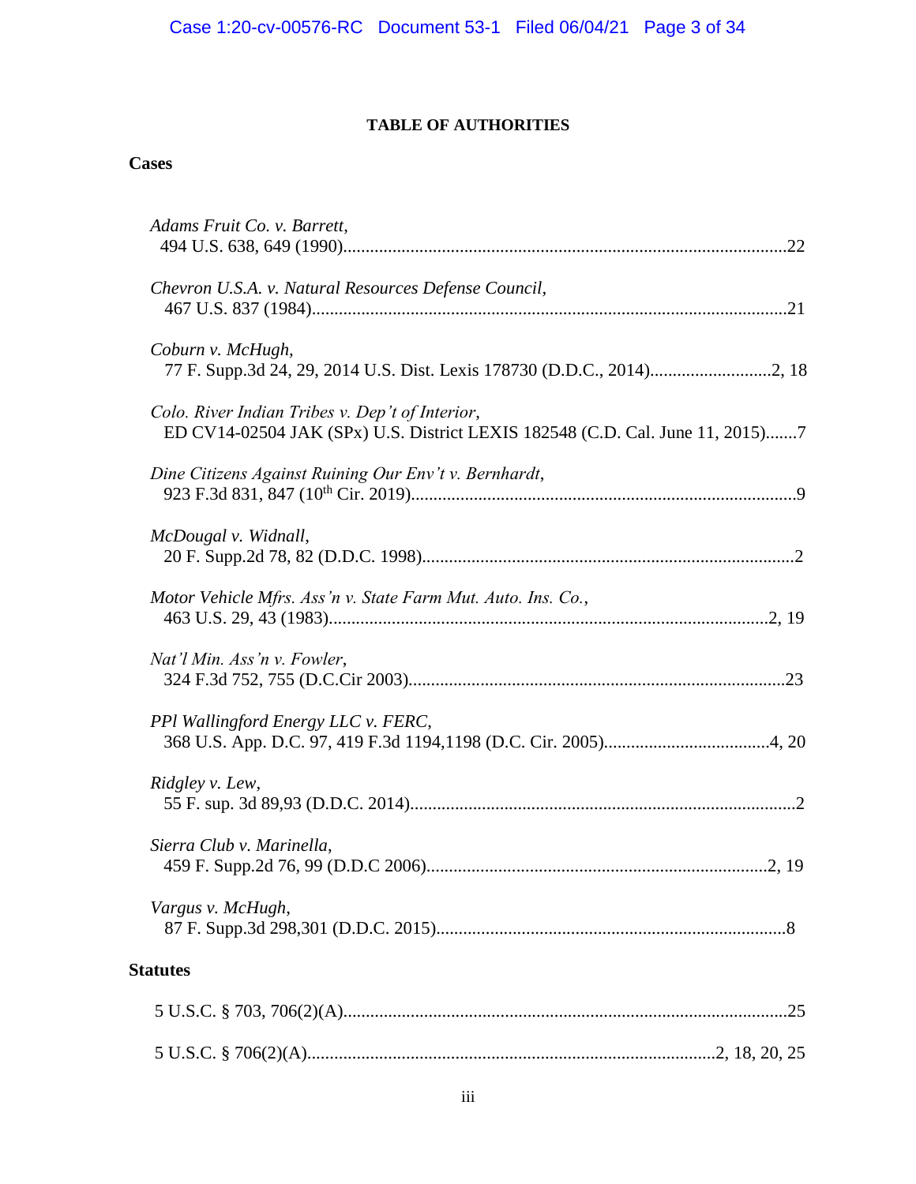# TABLE OF AUTHORITIES

## Cases

*Adams Fruit Co. v. Barrett*,
494 U.S. 638, 649 (1990)....................................................................................................22

*Chevron U.S.A. v. Natural Resources Defense Council*,
467 U.S. 837 (1984)..........................................................................................................21

*Coburn v. McHugh*,
77 F. Supp.3d 24, 29, 2014 U.S. Dist. Lexis 178730 (D.D.C., 2014)...........................2, 18

*Colo. River Indian Tribes v. Dep't of Interior*,
ED CV14-02504 JAK (SPx) U.S. District LEXIS 182548 (C.D. Cal. June 11, 2015).......7

*Dine Citizens Against Ruining Our Env't v. Bernhardt*,
923 F.3d 831, 847 (10th Cir. 2019)......................................................................................9

*McDougal v. Widnall*,
20 F. Supp.2d 78, 82 (D.D.C. 1998)...................................................................................2

*Motor Vehicle Mfrs. Ass'n v. State Farm Mut. Auto. Ins. Co.*,
463 U.S. 29, 43 (1983)...................................................................................................2, 19

*Nat'l Min. Ass'n v. Fowler*,
324 F.3d 752, 755 (D.C.Cir 2003)....................................................................................23

*PPl Wallingford Energy LLC v. FERC*,
368 U.S. App. D.C. 97, 419 F.3d 1194,1198 (D.C. Cir. 2005)....................................4, 20

*Ridgley v. Lew*,
55 F. sup. 3d 89,93 (D.D.C. 2014).....................................................................................2

*Sierra Club v. Marinella*,
459 F. Supp.2d 76, 99 (D.D.C 2006)............................................................................2, 19

*Vargus v. McHugh*,
87 F. Supp.3d 298,301 (D.D.C. 2015)...............................................................................8

## Statutes

5 U.S.C. § 703, 706(2)(A)...................................................................................................25

5 U.S.C. § 706(2)(A)..........................................................................................2, 18, 20, 25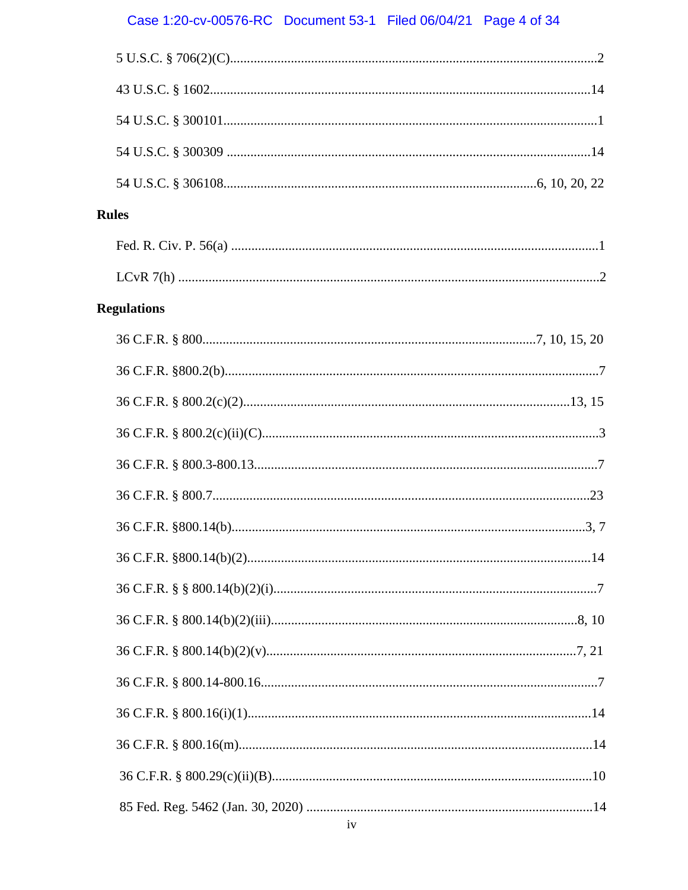5 U.S.C. § 706(2)(C)....................................................................................................2

43 U.S.C. § 1602...........................................................................................................14

54 U.S.C. § 300101.......................................................................................................1

54 U.S.C. § 300309 .....................................................................................................14

54 U.S.C. § 306108.................................................................................6, 10, 20, 22

**Rules**

Fed. R. Civ. P. 56(a) ......................................................................................................1

LCvR 7(h) .....................................................................................................................2

**Regulations**

36 C.F.R. § 800...........................................................................................7, 10, 15, 20

36 C.F.R. §800.2(b)........................................................................................................7

36 C.F.R. § 800.2(c)(2)..........................................................................................13, 15

36 C.F.R. § 800.2(c)(ii)(C)..............................................................................................3

36 C.F.R. § 800.3-800.13................................................................................................7

36 C.F.R. § 800.7..........................................................................................................23

36 C.F.R. §800.14(b)..................................................................................................3, 7

36 C.F.R. §800.14(b)(2)................................................................................................14

36 C.F.R. § § 800.14(b)(2)(i)..........................................................................................7

36 C.F.R. § 800.14(b)(2)(iii)......................................................................................8, 10

36 C.F.R. § 800.14(b)(2)(v).......................................................................................7, 21

36 C.F.R. § 800.14-800.16..............................................................................................7

36 C.F.R. § 800.16(i)(1).................................................................................................14

36 C.F.R. § 800.16(m)...................................................................................................14

36 C.F.R. § 800.29(c)(ii)(B)...........................................................................................10

85 Fed. Reg. 5462 (Jan. 30, 2020) .................................................................................14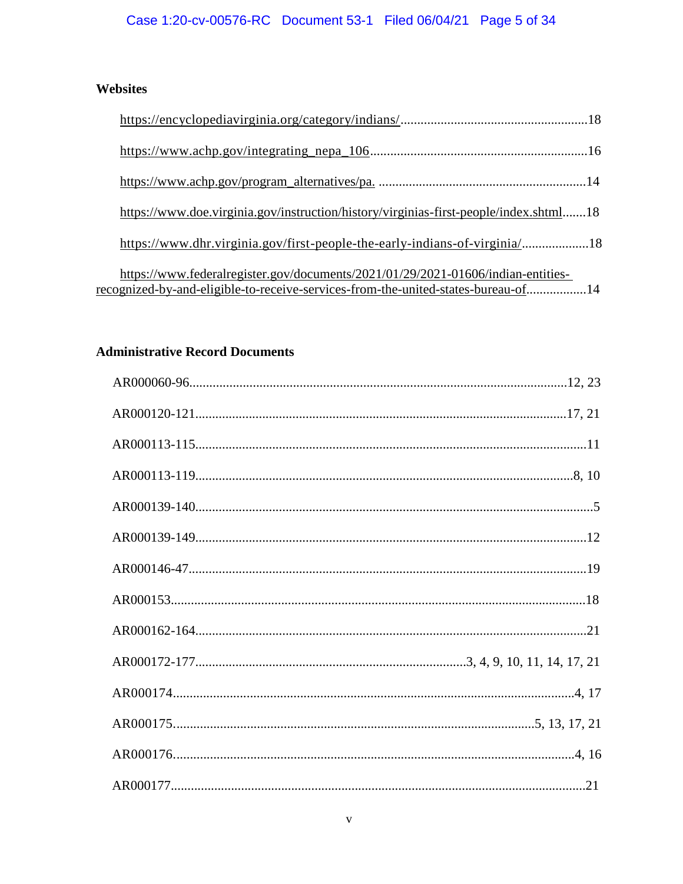## Websites

https://encyclopediavirginia.org/category/indians/ ........................................................ 18

https://www.achp.gov/integrating_nepa_106 ................................................................. 16

https://www.achp.gov/program_alternatives/pa. .............................................................. 14

https://www.doe.virginia.gov/instruction/history/virginias-first-people/index.shtml ....... 18

https://www.dhr.virginia.gov/first-people-the-early-indians-of-virginia/ .................... 18

https://www.federalregister.gov/documents/2021/01/29/2021-01606/indian-entities-recognized-by-and-eligible-to-receive-services-from-the-united-states-bureau-of .................. 14

## Administrative Record Documents

AR000060-96 ................................................................................................ 12, 23

AR000120-121 .............................................................................................. 17, 21

AR000113-115 .................................................................................................... 11

AR000113-119 ................................................................................................. 8, 10

AR000139-140 ...................................................................................................... 5

AR000139-149 .................................................................................................... 12

AR000146-47 ...................................................................................................... 19

AR000153 ........................................................................................................... 18

AR000162-164 .................................................................................................... 21

AR000172-177 ................................................................ 3, 4, 9, 10, 11, 14, 17, 21

AR000174 ........................................................................................................ 4, 17

AR000175 ............................................................................................ 5, 13, 17, 21

AR000176 ........................................................................................................ 4, 16

AR000177 ........................................................................................................... 21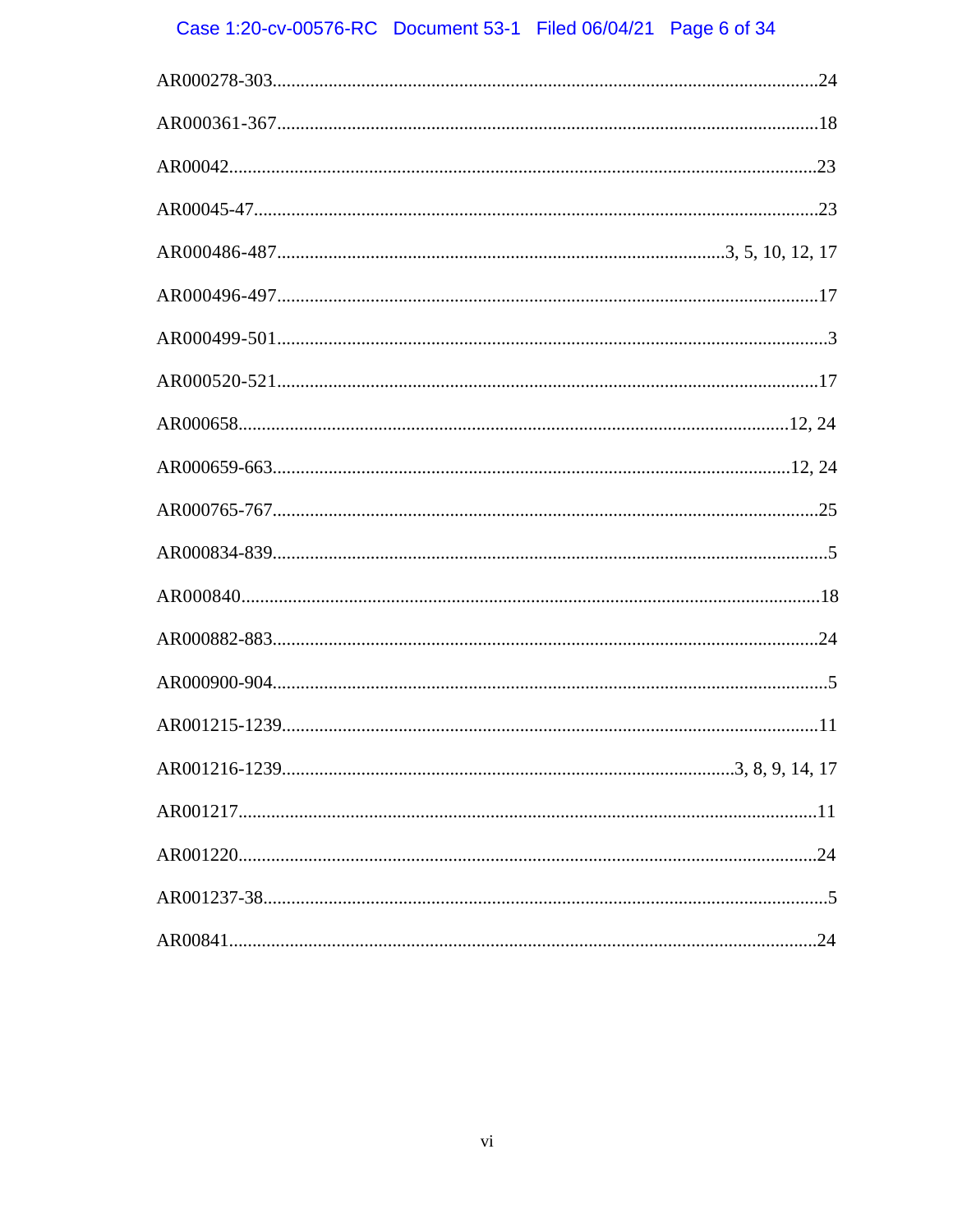AR000278-303 ........................................................................................................ 24

AR000361-367 ........................................................................................................ 18

AR00042 ................................................................................................................ 23

AR00045-47 ........................................................................................................... 23

AR000486-487 ............................................................................................ 3, 5, 10, 12, 17

AR000496-497 ........................................................................................................ 17

AR000499-501 .......................................................................................................... 3

AR000520-521 ........................................................................................................ 17

AR000658 ........................................................................................................ 12, 24

AR000659-663 .................................................................................................. 12, 24

AR000765-767 ........................................................................................................ 25

AR000834-839 .......................................................................................................... 5

AR000840 .............................................................................................................. 18

AR000882-883 ........................................................................................................ 24

AR000900-904 .......................................................................................................... 5

AR001215-1239 ...................................................................................................... 11

AR001216-1239 ................................................................................... 3, 8, 9, 14, 17

AR001217 .............................................................................................................. 11

AR001220 .............................................................................................................. 24

AR001237-38 ............................................................................................................ 5

AR00841 ................................................................................................................ 24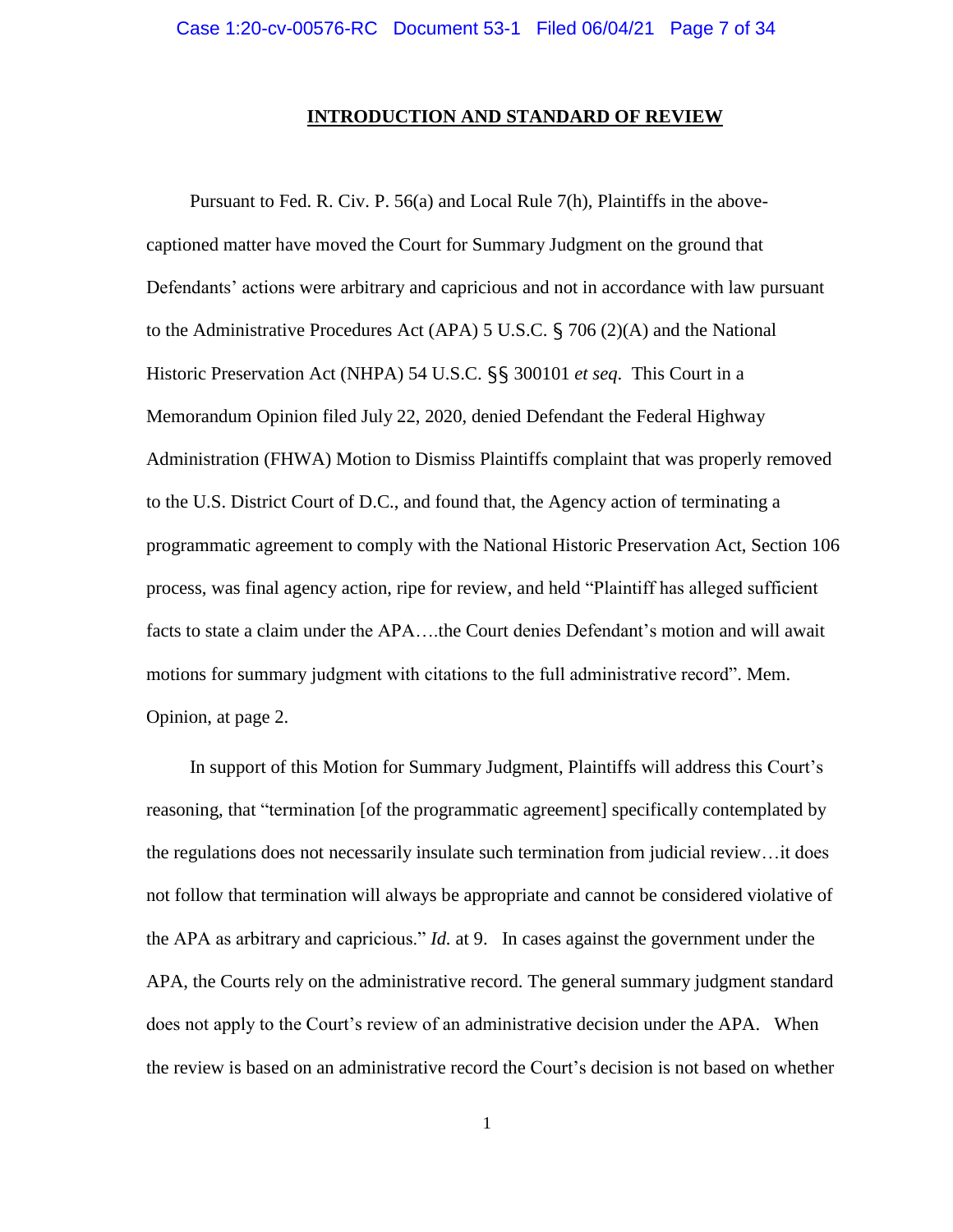## INTRODUCTION AND STANDARD OF REVIEW

Pursuant to Fed. R. Civ. P. 56(a) and Local Rule 7(h), Plaintiffs in the above-captioned matter have moved the Court for Summary Judgment on the ground that Defendants' actions were arbitrary and capricious and not in accordance with law pursuant to the Administrative Procedures Act (APA) 5 U.S.C. § 706 (2)(A) and the National Historic Preservation Act (NHPA) 54 U.S.C. §§ 300101 *et seq*. This Court in a Memorandum Opinion filed July 22, 2020, denied Defendant the Federal Highway Administration (FHWA) Motion to Dismiss Plaintiffs complaint that was properly removed to the U.S. District Court of D.C., and found that, the Agency action of terminating a programmatic agreement to comply with the National Historic Preservation Act, Section 106 process, was final agency action, ripe for review, and held "Plaintiff has alleged sufficient facts to state a claim under the APA….the Court denies Defendant's motion and will await motions for summary judgment with citations to the full administrative record". Mem. Opinion, at page 2.

In support of this Motion for Summary Judgment, Plaintiffs will address this Court's reasoning, that "termination [of the programmatic agreement] specifically contemplated by the regulations does not necessarily insulate such termination from judicial review…it does not follow that termination will always be appropriate and cannot be considered violative of the APA as arbitrary and capricious." *Id.* at 9. In cases against the government under the APA, the Courts rely on the administrative record. The general summary judgment standard does not apply to the Court's review of an administrative decision under the APA. When the review is based on an administrative record the Court's decision is not based on whether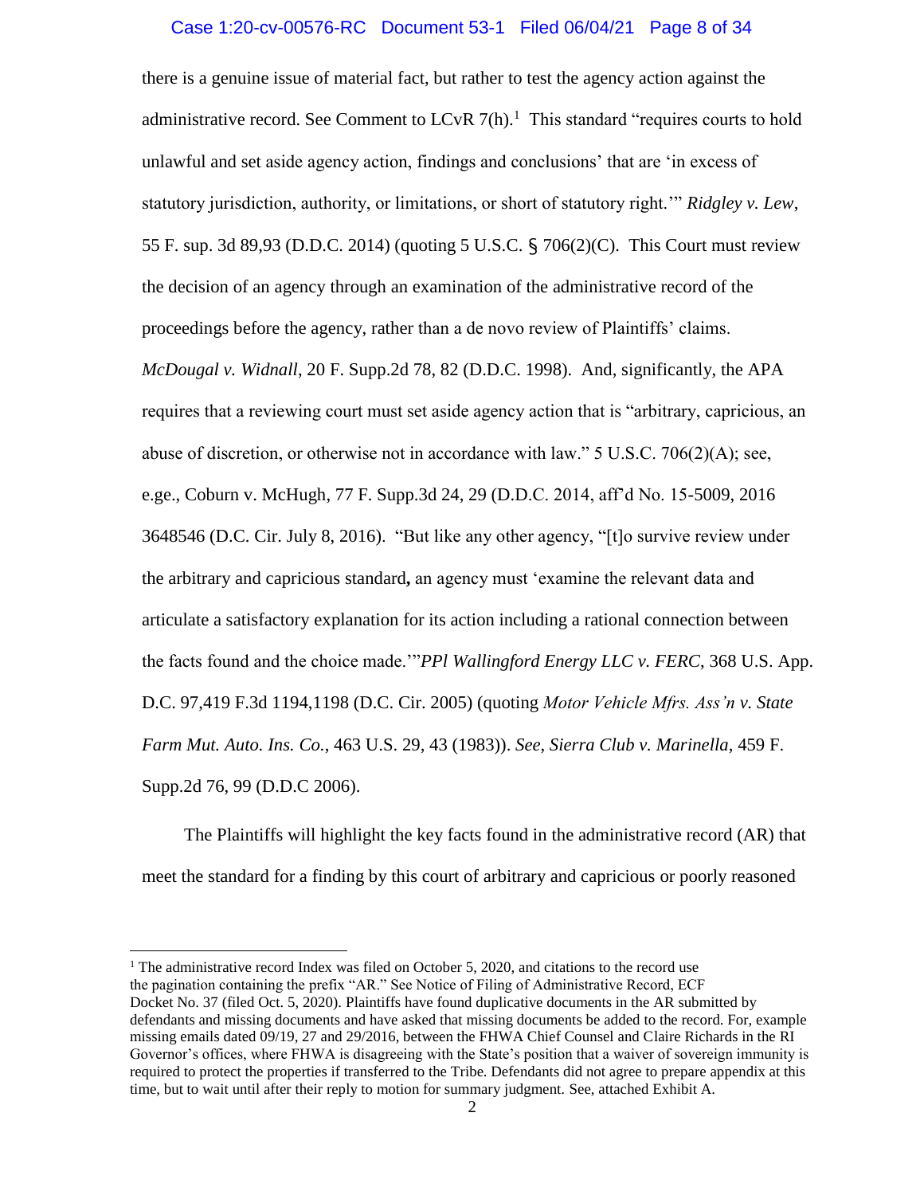there is a genuine issue of material fact, but rather to test the agency action against the administrative record. See Comment to LCvR 7(h).[1] This standard "requires courts to hold unlawful and set aside agency action, findings and conclusions' that are 'in excess of statutory jurisdiction, authority, or limitations, or short of statutory right.'" *Ridgley v. Lew*, 55 F. sup. 3d 89,93 (D.D.C. 2014) (quoting 5 U.S.C. § 706(2)(C). This Court must review the decision of an agency through an examination of the administrative record of the proceedings before the agency, rather than a de novo review of Plaintiffs' claims. *McDougal v. Widnall*, 20 F. Supp.2d 78, 82 (D.D.C. 1998). And, significantly, the APA requires that a reviewing court must set aside agency action that is "arbitrary, capricious, an abuse of discretion, or otherwise not in accordance with law." 5 U.S.C. 706(2)(A); see, e.ge., Coburn v. McHugh, 77 F. Supp.3d 24, 29 (D.D.C. 2014, aff'd No. 15-5009, 2016 3648546 (D.C. Cir. July 8, 2016). "But like any other agency, "[t]o survive review under the arbitrary and capricious standard**,** an agency must 'examine the relevant data and articulate a satisfactory explanation for its action including a rational connection between the facts found and the choice made.'"*PPl Wallingford Energy LLC v. FERC*, 368 U.S. App. D.C. 97,419 F.3d 1194,1198 (D.C. Cir. 2005) (quoting *Motor Vehicle Mfrs. Ass'n v. State Farm Mut. Auto. Ins. Co.*, 463 U.S. 29, 43 (1983)). *See*, *Sierra Club v. Marinella*, 459 F. Supp.2d 76, 99 (D.D.C 2006).

The Plaintiffs will highlight the key facts found in the administrative record (AR) that meet the standard for a finding by this court of arbitrary and capricious or poorly reasoned

---

[1] The administrative record Index was filed on October 5, 2020, and citations to the record use the pagination containing the prefix "AR." See Notice of Filing of Administrative Record, ECF Docket No. 37 (filed Oct. 5, 2020). Plaintiffs have found duplicative documents in the AR submitted by defendants and missing documents and have asked that missing documents be added to the record. For, example missing emails dated 09/19, 27 and 29/2016, between the FHWA Chief Counsel and Claire Richards in the RI Governor's offices, where FHWA is disagreeing with the State's position that a waiver of sovereign immunity is required to protect the properties if transferred to the Tribe. Defendants did not agree to prepare appendix at this time, but to wait until after their reply to motion for summary judgment. See, attached Exhibit A.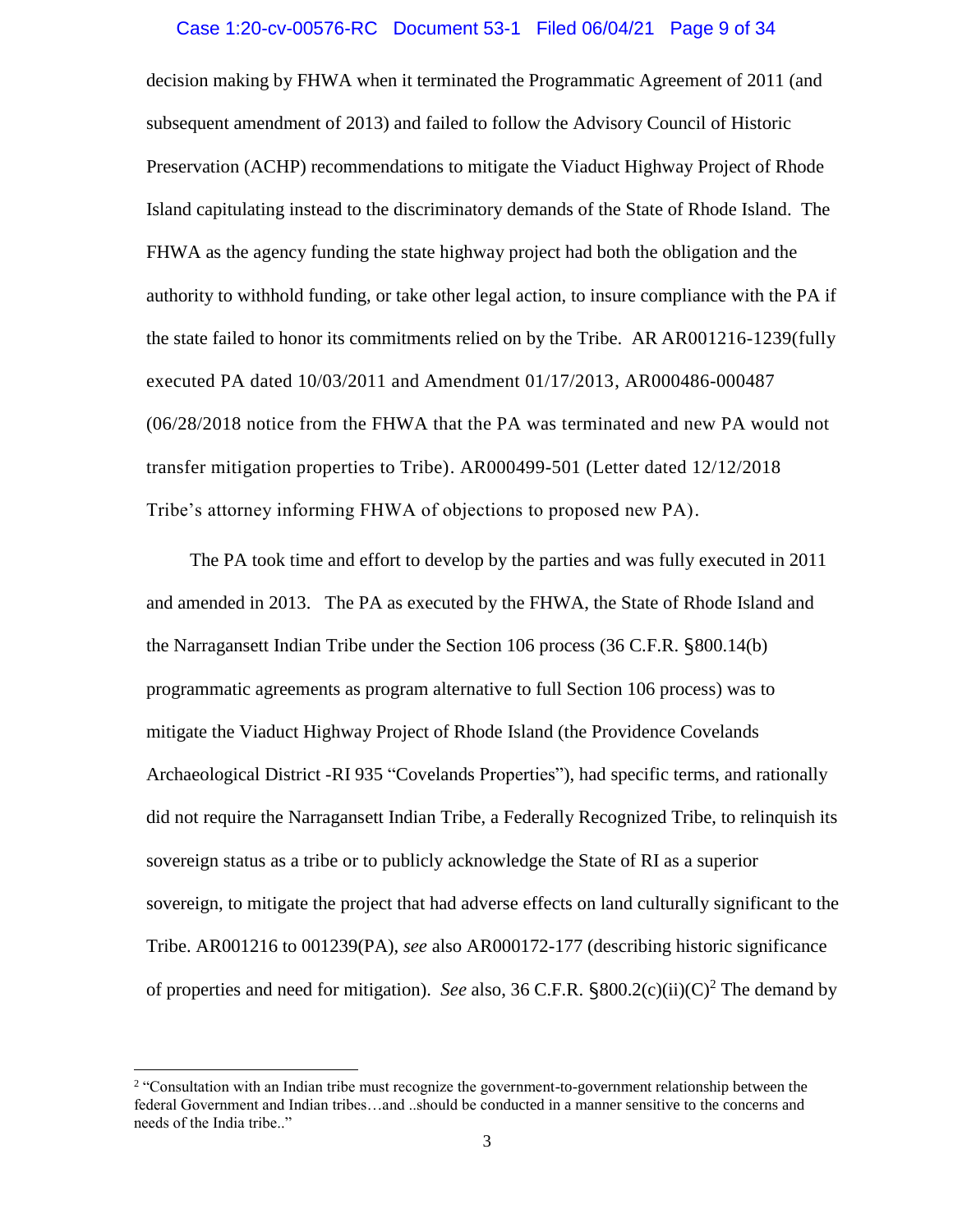decision making by FHWA when it terminated the Programmatic Agreement of 2011 (and subsequent amendment of 2013) and failed to follow the Advisory Council of Historic Preservation (ACHP) recommendations to mitigate the Viaduct Highway Project of Rhode Island capitulating instead to the discriminatory demands of the State of Rhode Island. The FHWA as the agency funding the state highway project had both the obligation and the authority to withhold funding, or take other legal action, to insure compliance with the PA if the state failed to honor its commitments relied on by the Tribe. AR AR001216-1239(fully executed PA dated 10/03/2011 and Amendment 01/17/2013, AR000486-000487 (06/28/2018 notice from the FHWA that the PA was terminated and new PA would not transfer mitigation properties to Tribe). AR000499-501 (Letter dated 12/12/2018 Tribe's attorney informing FHWA of objections to proposed new PA).

The PA took time and effort to develop by the parties and was fully executed in 2011 and amended in 2013. The PA as executed by the FHWA, the State of Rhode Island and the Narragansett Indian Tribe under the Section 106 process (36 C.F.R. §800.14(b) programmatic agreements as program alternative to full Section 106 process) was to mitigate the Viaduct Highway Project of Rhode Island (the Providence Covelands Archaeological District -RI 935 "Covelands Properties"), had specific terms, and rationally did not require the Narragansett Indian Tribe, a Federally Recognized Tribe, to relinquish its sovereign status as a tribe or to publicly acknowledge the State of RI as a superior sovereign, to mitigate the project that had adverse effects on land culturally significant to the Tribe. AR001216 to 001239(PA), *see* also AR000172-177 (describing historic significance of properties and need for mitigation). *See* also, 36 C.F.R. §800.2(c)(ii)(C)[2] The demand by

[2] "Consultation with an Indian tribe must recognize the government-to-government relationship between the federal Government and Indian tribes…and ..should be conducted in a manner sensitive to the concerns and needs of the India tribe.."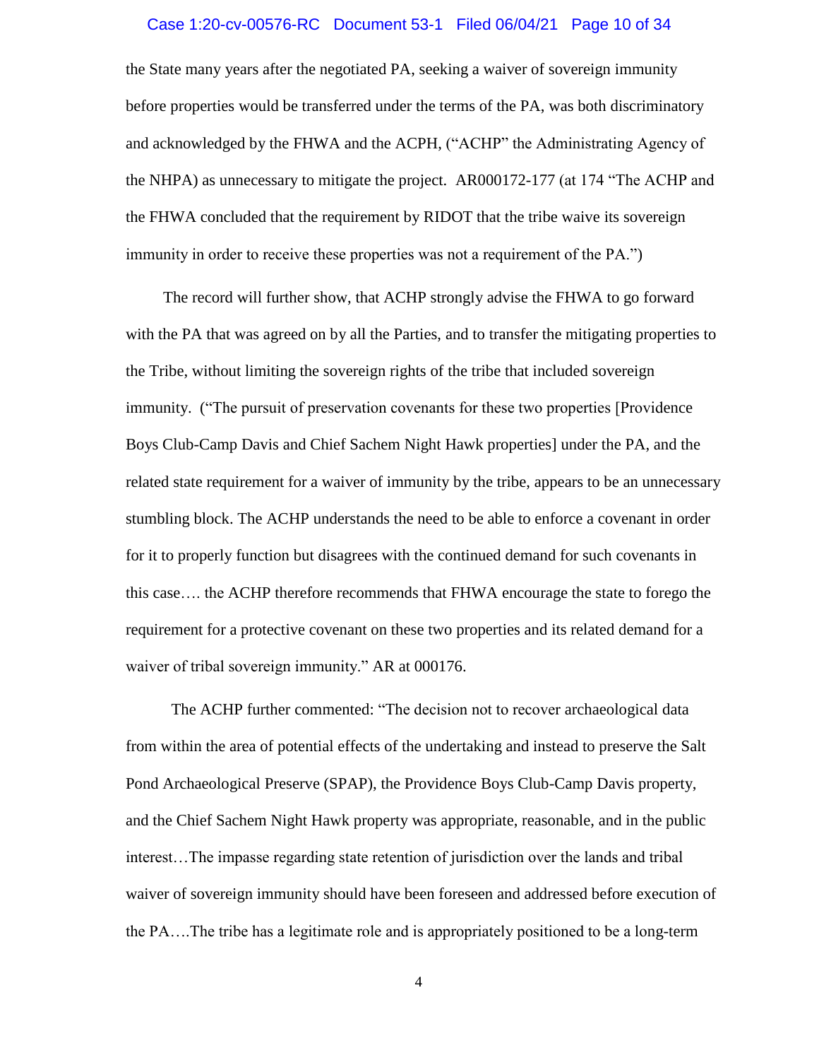the State many years after the negotiated PA, seeking a waiver of sovereign immunity before properties would be transferred under the terms of the PA, was both discriminatory and acknowledged by the FHWA and the ACPH, ("ACHP" the Administrating Agency of the NHPA) as unnecessary to mitigate the project. AR000172-177 (at 174 "The ACHP and the FHWA concluded that the requirement by RIDOT that the tribe waive its sovereign immunity in order to receive these properties was not a requirement of the PA.")

The record will further show, that ACHP strongly advise the FHWA to go forward with the PA that was agreed on by all the Parties, and to transfer the mitigating properties to the Tribe, without limiting the sovereign rights of the tribe that included sovereign immunity. ("The pursuit of preservation covenants for these two properties [Providence Boys Club-Camp Davis and Chief Sachem Night Hawk properties] under the PA, and the related state requirement for a waiver of immunity by the tribe, appears to be an unnecessary stumbling block. The ACHP understands the need to be able to enforce a covenant in order for it to properly function but disagrees with the continued demand for such covenants in this case…. the ACHP therefore recommends that FHWA encourage the state to forego the requirement for a protective covenant on these two properties and its related demand for a waiver of tribal sovereign immunity." AR at 000176.

The ACHP further commented: "The decision not to recover archaeological data from within the area of potential effects of the undertaking and instead to preserve the Salt Pond Archaeological Preserve (SPAP), the Providence Boys Club-Camp Davis property, and the Chief Sachem Night Hawk property was appropriate, reasonable, and in the public interest…The impasse regarding state retention of jurisdiction over the lands and tribal waiver of sovereign immunity should have been foreseen and addressed before execution of the PA….The tribe has a legitimate role and is appropriately positioned to be a long-term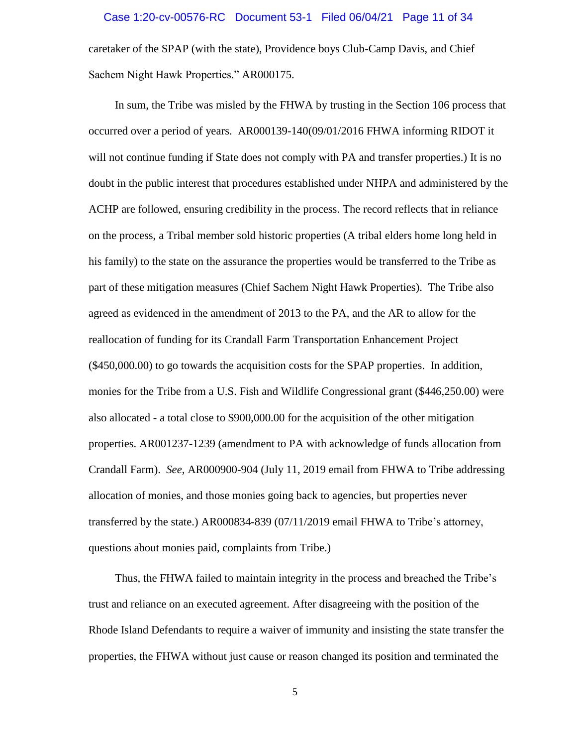caretaker of the SPAP (with the state), Providence boys Club-Camp Davis, and Chief Sachem Night Hawk Properties." AR000175.

In sum, the Tribe was misled by the FHWA by trusting in the Section 106 process that occurred over a period of years. AR000139-140(09/01/2016 FHWA informing RIDOT it will not continue funding if State does not comply with PA and transfer properties.) It is no doubt in the public interest that procedures established under NHPA and administered by the ACHP are followed, ensuring credibility in the process. The record reflects that in reliance on the process, a Tribal member sold historic properties (A tribal elders home long held in his family) to the state on the assurance the properties would be transferred to the Tribe as part of these mitigation measures (Chief Sachem Night Hawk Properties). The Tribe also agreed as evidenced in the amendment of 2013 to the PA, and the AR to allow for the reallocation of funding for its Crandall Farm Transportation Enhancement Project ($450,000.00) to go towards the acquisition costs for the SPAP properties. In addition, monies for the Tribe from a U.S. Fish and Wildlife Congressional grant ($446,250.00) were also allocated - a total close to $900,000.00 for the acquisition of the other mitigation properties. AR001237-1239 (amendment to PA with acknowledge of funds allocation from Crandall Farm). *See*, AR000900-904 (July 11, 2019 email from FHWA to Tribe addressing allocation of monies, and those monies going back to agencies, but properties never transferred by the state.) AR000834-839 (07/11/2019 email FHWA to Tribe's attorney, questions about monies paid, complaints from Tribe.)

Thus, the FHWA failed to maintain integrity in the process and breached the Tribe's trust and reliance on an executed agreement. After disagreeing with the position of the Rhode Island Defendants to require a waiver of immunity and insisting the state transfer the properties, the FHWA without just cause or reason changed its position and terminated the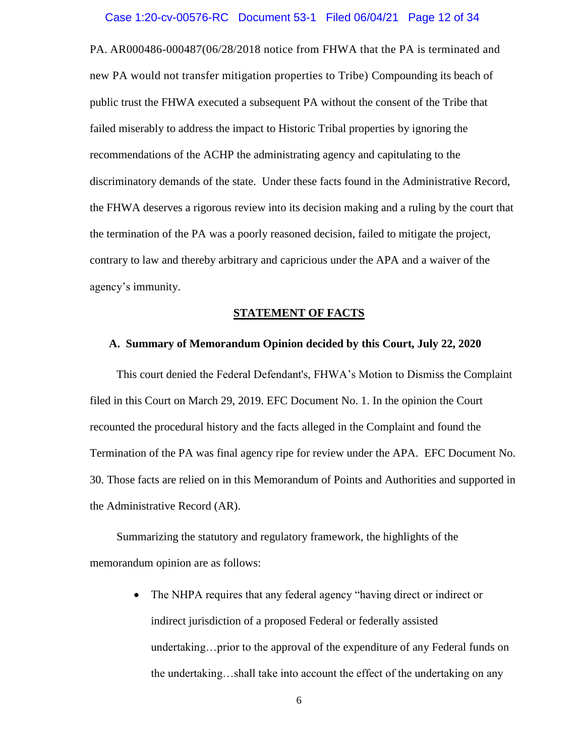PA. AR000486-000487(06/28/2018 notice from FHWA that the PA is terminated and new PA would not transfer mitigation properties to Tribe) Compounding its beach of public trust the FHWA executed a subsequent PA without the consent of the Tribe that failed miserably to address the impact to Historic Tribal properties by ignoring the recommendations of the ACHP the administrating agency and capitulating to the discriminatory demands of the state. Under these facts found in the Administrative Record, the FHWA deserves a rigorous review into its decision making and a ruling by the court that the termination of the PA was a poorly reasoned decision, failed to mitigate the project, contrary to law and thereby arbitrary and capricious under the APA and a waiver of the agency's immunity.

## STATEMENT OF FACTS

### A. Summary of Memorandum Opinion decided by this Court, July 22, 2020

This court denied the Federal Defendant's, FHWA's Motion to Dismiss the Complaint filed in this Court on March 29, 2019. EFC Document No. 1. In the opinion the Court recounted the procedural history and the facts alleged in the Complaint and found the Termination of the PA was final agency ripe for review under the APA. EFC Document No. 30. Those facts are relied on in this Memorandum of Points and Authorities and supported in the Administrative Record (AR).

Summarizing the statutory and regulatory framework, the highlights of the memorandum opinion are as follows:

- The NHPA requires that any federal agency "having direct or indirect or indirect jurisdiction of a proposed Federal or federally assisted undertaking…prior to the approval of the expenditure of any Federal funds on the undertaking…shall take into account the effect of the undertaking on any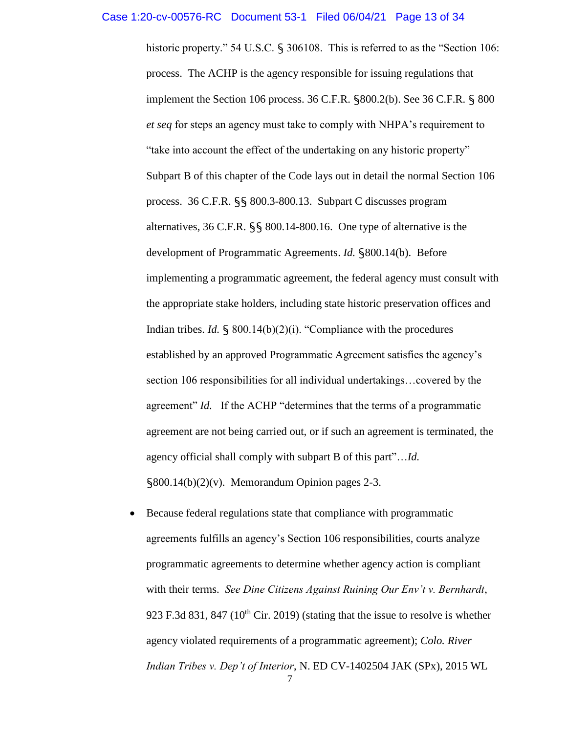historic property." 54 U.S.C. § 306108. This is referred to as the "Section 106: process. The ACHP is the agency responsible for issuing regulations that implement the Section 106 process. 36 C.F.R. §800.2(b). See 36 C.F.R. § 800 *et seq* for steps an agency must take to comply with NHPA's requirement to "take into account the effect of the undertaking on any historic property" Subpart B of this chapter of the Code lays out in detail the normal Section 106 process. 36 C.F.R. §§ 800.3-800.13. Subpart C discusses program alternatives, 36 C.F.R. §§ 800.14-800.16. One type of alternative is the development of Programmatic Agreements. *Id.* §800.14(b). Before implementing a programmatic agreement, the federal agency must consult with the appropriate stake holders, including state historic preservation offices and Indian tribes. *Id.* § 800.14(b)(2)(i). "Compliance with the procedures established by an approved Programmatic Agreement satisfies the agency's section 106 responsibilities for all individual undertakings…covered by the agreement" *Id.* If the ACHP "determines that the terms of a programmatic agreement are not being carried out, or if such an agreement is terminated, the agency official shall comply with subpart B of this part"…*Id.* §800.14(b)(2)(v). Memorandum Opinion pages 2-3.

- Because federal regulations state that compliance with programmatic agreements fulfills an agency's Section 106 responsibilities, courts analyze programmatic agreements to determine whether agency action is compliant with their terms. *See Dine Citizens Against Ruining Our Env't v. Bernhardt*, 923 F.3d 831, 847 (10th Cir. 2019) (stating that the issue to resolve is whether agency violated requirements of a programmatic agreement); *Colo. River Indian Tribes v. Dep't of Interior*, N. ED CV-1402504 JAK (SPx), 2015 WL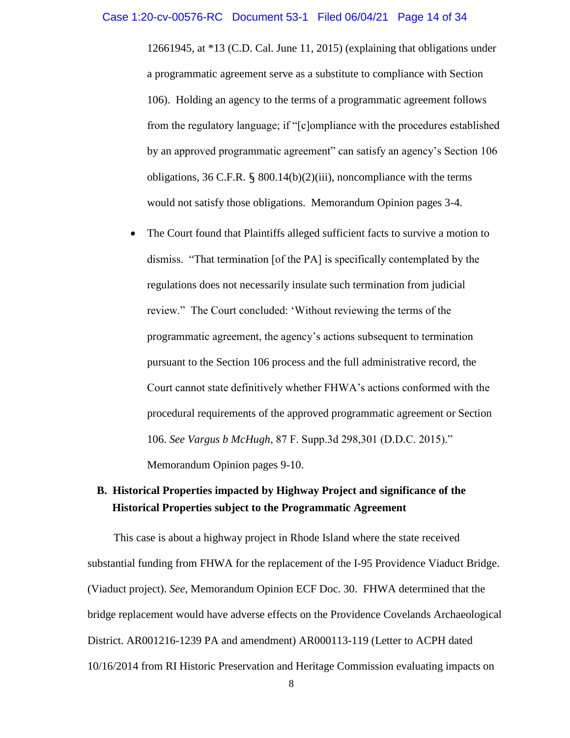12661945, at *13 (C.D. Cal. June 11, 2015) (explaining that obligations under a programmatic agreement serve as a substitute to compliance with Section 106). Holding an agency to the terms of a programmatic agreement follows from the regulatory language; if "[c]ompliance with the procedures established by an approved programmatic agreement" can satisfy an agency's Section 106 obligations, 36 C.F.R. § 800.14(b)(2)(iii), noncompliance with the terms would not satisfy those obligations. Memorandum Opinion pages 3-4.

- The Court found that Plaintiffs alleged sufficient facts to survive a motion to dismiss. "That termination [of the PA] is specifically contemplated by the regulations does not necessarily insulate such termination from judicial review." The Court concluded: 'Without reviewing the terms of the programmatic agreement, the agency's actions subsequent to termination pursuant to the Section 106 process and the full administrative record, the Court cannot state definitively whether FHWA's actions conformed with the procedural requirements of the approved programmatic agreement or Section 106. *See Vargus b McHugh*, 87 F. Supp.3d 298,301 (D.D.C. 2015)." Memorandum Opinion pages 9-10.

### B. Historical Properties impacted by Highway Project and significance of the Historical Properties subject to the Programmatic Agreement

This case is about a highway project in Rhode Island where the state received substantial funding from FHWA for the replacement of the I-95 Providence Viaduct Bridge. (Viaduct project). *See*, Memorandum Opinion ECF Doc. 30. FHWA determined that the bridge replacement would have adverse effects on the Providence Covelands Archaeological District. AR001216-1239 PA and amendment) AR000113-119 (Letter to ACPH dated 10/16/2014 from RI Historic Preservation and Heritage Commission evaluating impacts on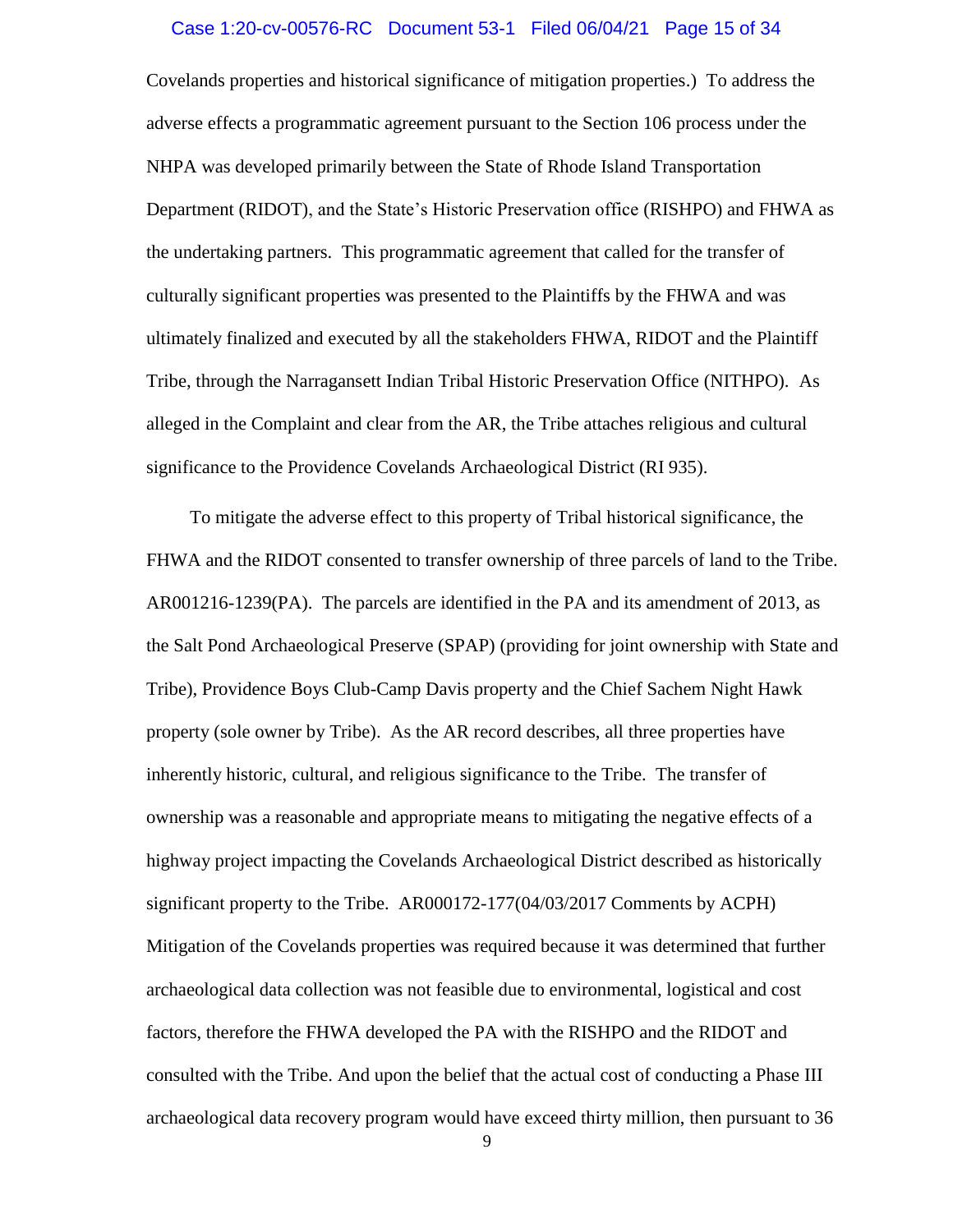Covelands properties and historical significance of mitigation properties.) To address the adverse effects a programmatic agreement pursuant to the Section 106 process under the NHPA was developed primarily between the State of Rhode Island Transportation Department (RIDOT), and the State's Historic Preservation office (RISHPO) and FHWA as the undertaking partners. This programmatic agreement that called for the transfer of culturally significant properties was presented to the Plaintiffs by the FHWA and was ultimately finalized and executed by all the stakeholders FHWA, RIDOT and the Plaintiff Tribe, through the Narragansett Indian Tribal Historic Preservation Office (NITHPO). As alleged in the Complaint and clear from the AR, the Tribe attaches religious and cultural significance to the Providence Covelands Archaeological District (RI 935).

To mitigate the adverse effect to this property of Tribal historical significance, the FHWA and the RIDOT consented to transfer ownership of three parcels of land to the Tribe. AR001216-1239(PA). The parcels are identified in the PA and its amendment of 2013, as the Salt Pond Archaeological Preserve (SPAP) (providing for joint ownership with State and Tribe), Providence Boys Club-Camp Davis property and the Chief Sachem Night Hawk property (sole owner by Tribe). As the AR record describes, all three properties have inherently historic, cultural, and religious significance to the Tribe. The transfer of ownership was a reasonable and appropriate means to mitigating the negative effects of a highway project impacting the Covelands Archaeological District described as historically significant property to the Tribe. AR000172-177(04/03/2017 Comments by ACPH) Mitigation of the Covelands properties was required because it was determined that further archaeological data collection was not feasible due to environmental, logistical and cost factors, therefore the FHWA developed the PA with the RISHPO and the RIDOT and consulted with the Tribe. And upon the belief that the actual cost of conducting a Phase III archaeological data recovery program would have exceed thirty million, then pursuant to 36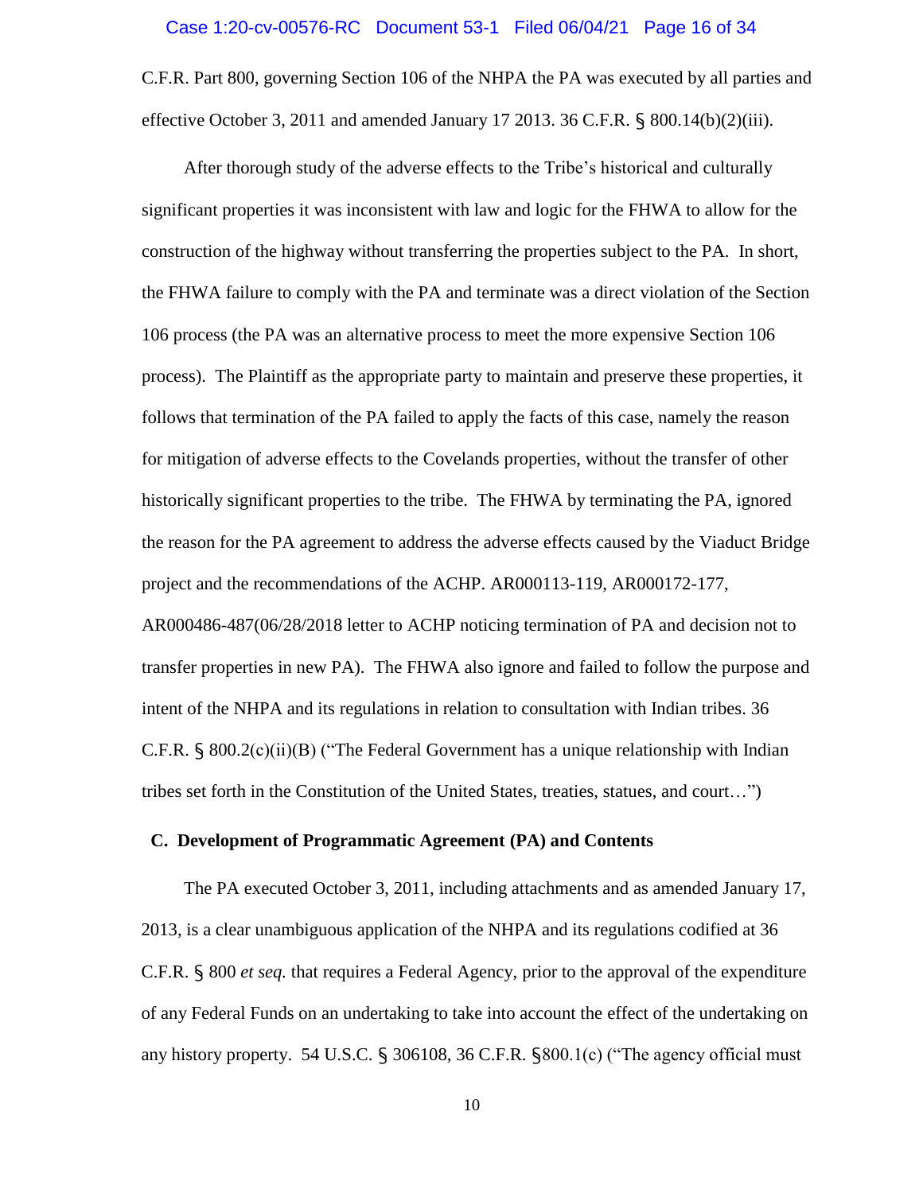C.F.R. Part 800, governing Section 106 of the NHPA the PA was executed by all parties and effective October 3, 2011 and amended January 17 2013. 36 C.F.R. § 800.14(b)(2)(iii).

After thorough study of the adverse effects to the Tribe's historical and culturally significant properties it was inconsistent with law and logic for the FHWA to allow for the construction of the highway without transferring the properties subject to the PA. In short, the FHWA failure to comply with the PA and terminate was a direct violation of the Section 106 process (the PA was an alternative process to meet the more expensive Section 106 process). The Plaintiff as the appropriate party to maintain and preserve these properties, it follows that termination of the PA failed to apply the facts of this case, namely the reason for mitigation of adverse effects to the Covelands properties, without the transfer of other historically significant properties to the tribe. The FHWA by terminating the PA, ignored the reason for the PA agreement to address the adverse effects caused by the Viaduct Bridge project and the recommendations of the ACHP. AR000113-119, AR000172-177, AR000486-487(06/28/2018 letter to ACHP noticing termination of PA and decision not to transfer properties in new PA). The FHWA also ignore and failed to follow the purpose and intent of the NHPA and its regulations in relation to consultation with Indian tribes. 36 C.F.R. § 800.2(c)(ii)(B) ("The Federal Government has a unique relationship with Indian tribes set forth in the Constitution of the United States, treaties, statues, and court…")

## C. Development of Programmatic Agreement (PA) and Contents

The PA executed October 3, 2011, including attachments and as amended January 17, 2013, is a clear unambiguous application of the NHPA and its regulations codified at 36 C.F.R. § 800 *et seq.* that requires a Federal Agency, prior to the approval of the expenditure of any Federal Funds on an undertaking to take into account the effect of the undertaking on any history property. 54 U.S.C. § 306108, 36 C.F.R. §800.1(c) ("The agency official must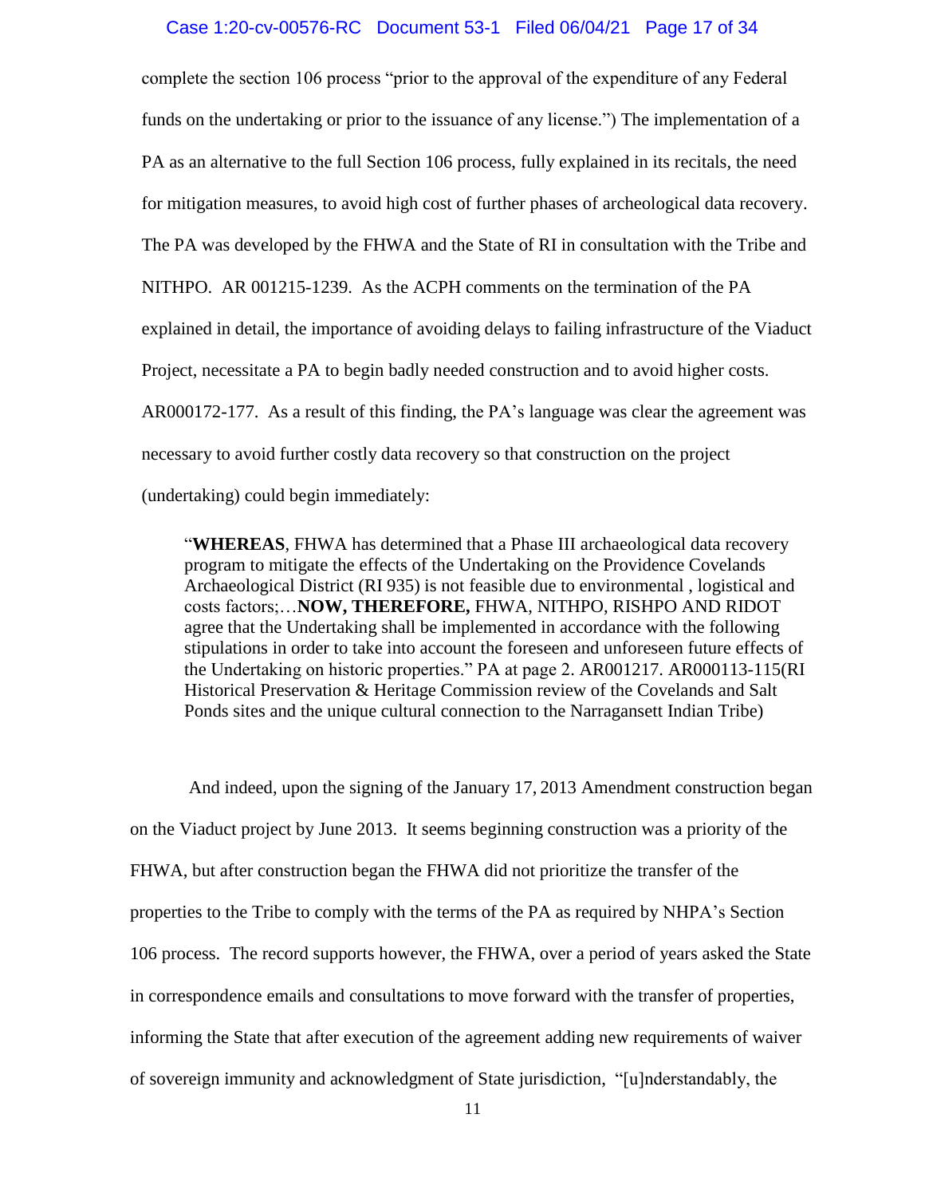complete the section 106 process "prior to the approval of the expenditure of any Federal funds on the undertaking or prior to the issuance of any license.") The implementation of a PA as an alternative to the full Section 106 process, fully explained in its recitals, the need for mitigation measures, to avoid high cost of further phases of archeological data recovery. The PA was developed by the FHWA and the State of RI in consultation with the Tribe and NITHPO. AR 001215-1239. As the ACPH comments on the termination of the PA explained in detail, the importance of avoiding delays to failing infrastructure of the Viaduct Project, necessitate a PA to begin badly needed construction and to avoid higher costs. AR000172-177. As a result of this finding, the PA's language was clear the agreement was necessary to avoid further costly data recovery so that construction on the project (undertaking) could begin immediately:

> "**WHEREAS**, FHWA has determined that a Phase III archaeological data recovery program to mitigate the effects of the Undertaking on the Providence Covelands Archaeological District (RI 935) is not feasible due to environmental , logistical and costs factors;…**NOW, THEREFORE,** FHWA, NITHPO, RISHPO AND RIDOT agree that the Undertaking shall be implemented in accordance with the following stipulations in order to take into account the foreseen and unforeseen future effects of the Undertaking on historic properties." PA at page 2. AR001217. AR000113-115(RI Historical Preservation & Heritage Commission review of the Covelands and Salt Ponds sites and the unique cultural connection to the Narragansett Indian Tribe)

And indeed, upon the signing of the January 17, 2013 Amendment construction began on the Viaduct project by June 2013. It seems beginning construction was a priority of the FHWA, but after construction began the FHWA did not prioritize the transfer of the properties to the Tribe to comply with the terms of the PA as required by NHPA's Section 106 process. The record supports however, the FHWA, over a period of years asked the State in correspondence emails and consultations to move forward with the transfer of properties, informing the State that after execution of the agreement adding new requirements of waiver of sovereign immunity and acknowledgment of State jurisdiction, "[u]nderstandably, the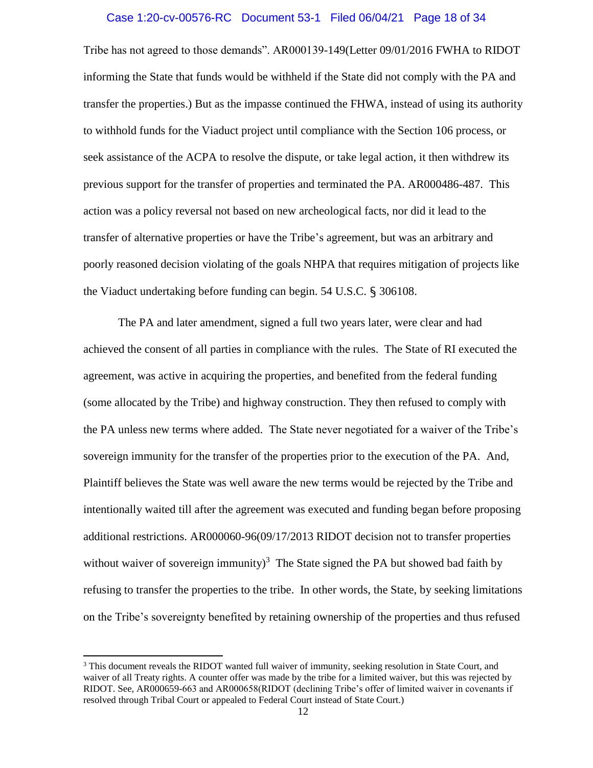Tribe has not agreed to those demands". AR000139-149(Letter 09/01/2016 FWHA to RIDOT informing the State that funds would be withheld if the State did not comply with the PA and transfer the properties.) But as the impasse continued the FHWA, instead of using its authority to withhold funds for the Viaduct project until compliance with the Section 106 process, or seek assistance of the ACPA to resolve the dispute, or take legal action, it then withdrew its previous support for the transfer of properties and terminated the PA. AR000486-487. This action was a policy reversal not based on new archeological facts, nor did it lead to the transfer of alternative properties or have the Tribe's agreement, but was an arbitrary and poorly reasoned decision violating of the goals NHPA that requires mitigation of projects like the Viaduct undertaking before funding can begin. 54 U.S.C. § 306108.

The PA and later amendment, signed a full two years later, were clear and had achieved the consent of all parties in compliance with the rules. The State of RI executed the agreement, was active in acquiring the properties, and benefited from the federal funding (some allocated by the Tribe) and highway construction. They then refused to comply with the PA unless new terms where added. The State never negotiated for a waiver of the Tribe's sovereign immunity for the transfer of the properties prior to the execution of the PA. And, Plaintiff believes the State was well aware the new terms would be rejected by the Tribe and intentionally waited till after the agreement was executed and funding began before proposing additional restrictions. AR000060-96(09/17/2013 RIDOT decision not to transfer properties without waiver of sovereign immunity)[3] The State signed the PA but showed bad faith by refusing to transfer the properties to the tribe. In other words, the State, by seeking limitations on the Tribe's sovereignty benefited by retaining ownership of the properties and thus refused

[3] This document reveals the RIDOT wanted full waiver of immunity, seeking resolution in State Court, and waiver of all Treaty rights. A counter offer was made by the tribe for a limited waiver, but this was rejected by RIDOT. See, AR000659-663 and AR000658(RIDOT (declining Tribe's offer of limited waiver in covenants if resolved through Tribal Court or appealed to Federal Court instead of State Court.)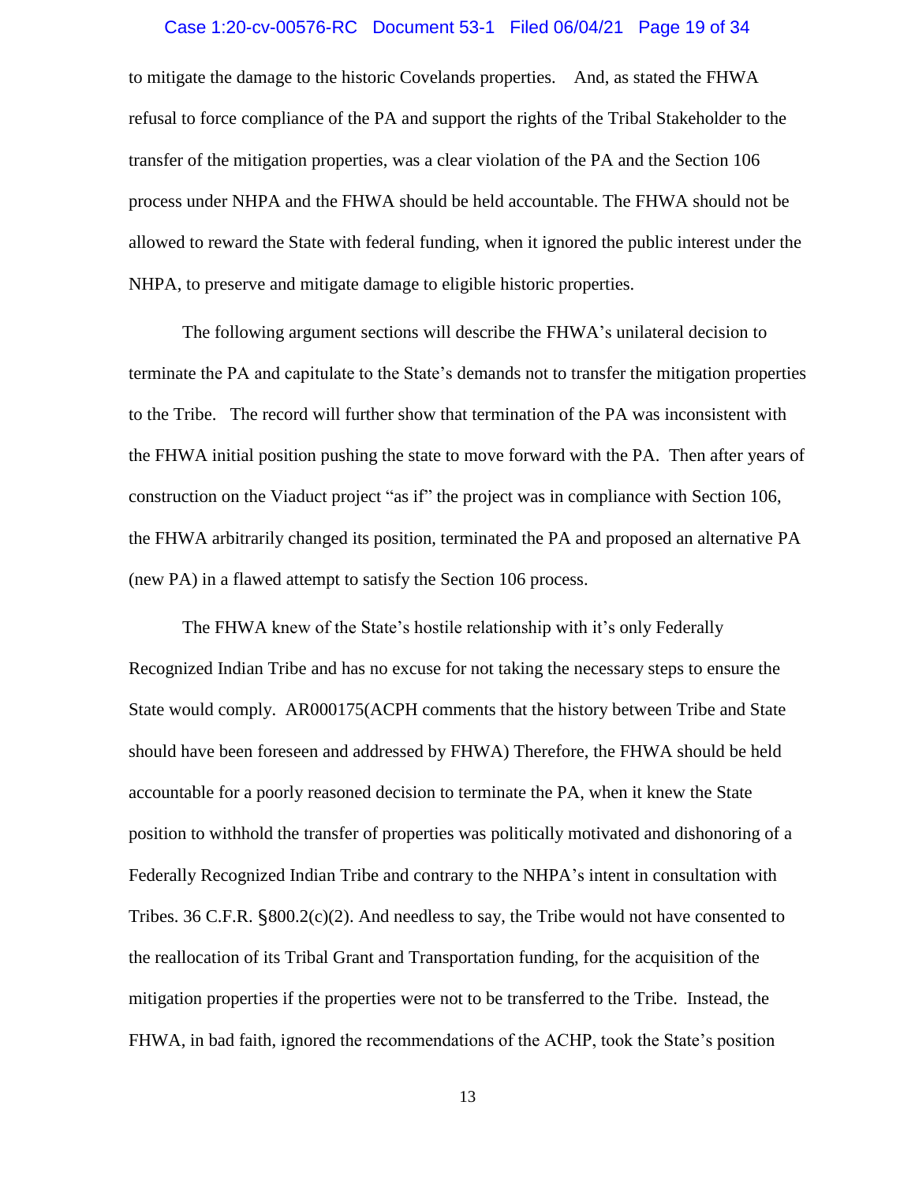to mitigate the damage to the historic Covelands properties. And, as stated the FHWA refusal to force compliance of the PA and support the rights of the Tribal Stakeholder to the transfer of the mitigation properties, was a clear violation of the PA and the Section 106 process under NHPA and the FHWA should be held accountable. The FHWA should not be allowed to reward the State with federal funding, when it ignored the public interest under the NHPA, to preserve and mitigate damage to eligible historic properties.

The following argument sections will describe the FHWA's unilateral decision to terminate the PA and capitulate to the State's demands not to transfer the mitigation properties to the Tribe. The record will further show that termination of the PA was inconsistent with the FHWA initial position pushing the state to move forward with the PA. Then after years of construction on the Viaduct project "as if" the project was in compliance with Section 106, the FHWA arbitrarily changed its position, terminated the PA and proposed an alternative PA (new PA) in a flawed attempt to satisfy the Section 106 process.

The FHWA knew of the State's hostile relationship with it's only Federally Recognized Indian Tribe and has no excuse for not taking the necessary steps to ensure the State would comply. AR000175(ACPH comments that the history between Tribe and State should have been foreseen and addressed by FHWA) Therefore, the FHWA should be held accountable for a poorly reasoned decision to terminate the PA, when it knew the State position to withhold the transfer of properties was politically motivated and dishonoring of a Federally Recognized Indian Tribe and contrary to the NHPA's intent in consultation with Tribes. 36 C.F.R. §800.2(c)(2). And needless to say, the Tribe would not have consented to the reallocation of its Tribal Grant and Transportation funding, for the acquisition of the mitigation properties if the properties were not to be transferred to the Tribe. Instead, the FHWA, in bad faith, ignored the recommendations of the ACHP, took the State's position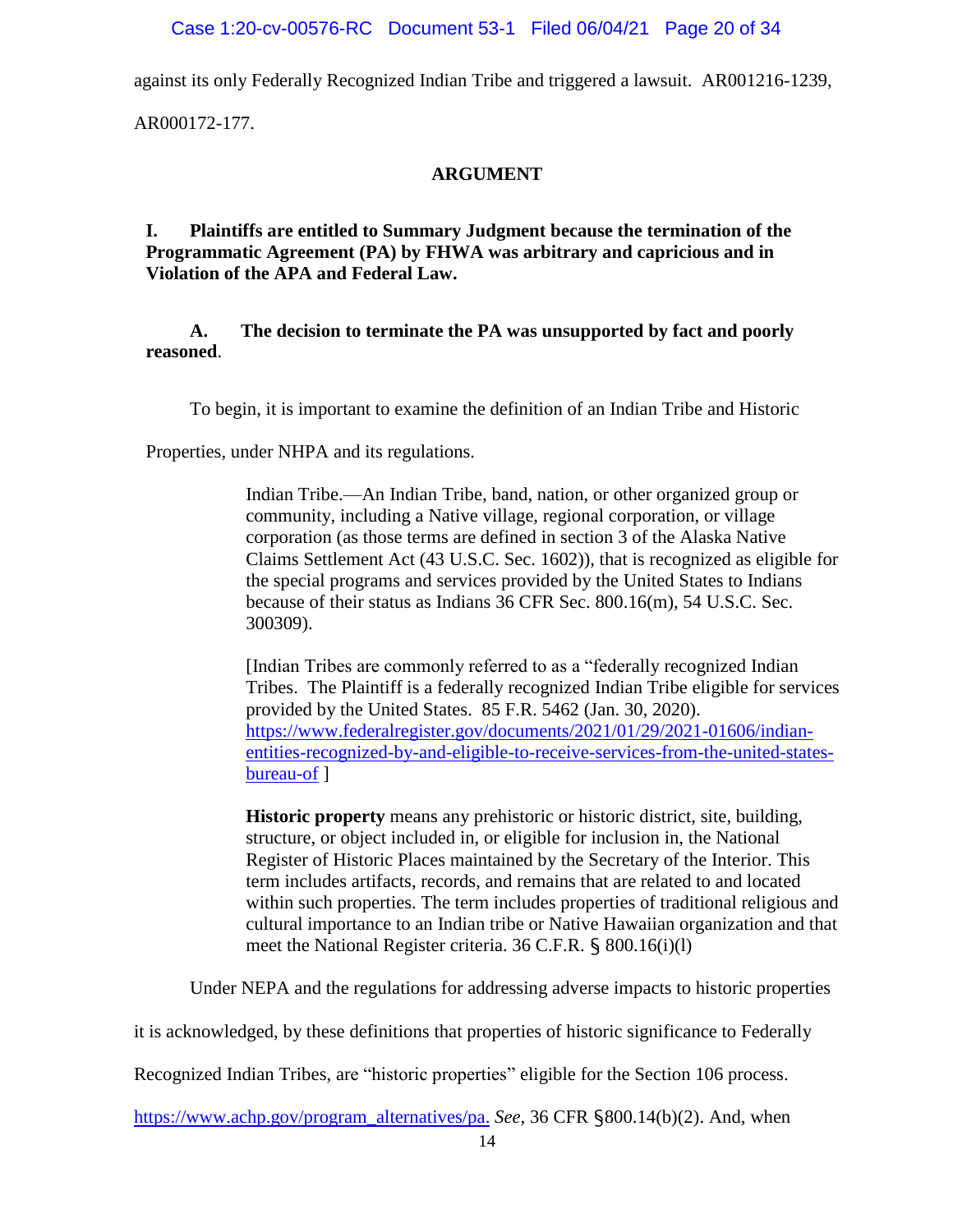against its only Federally Recognized Indian Tribe and triggered a lawsuit. AR001216-1239, AR000172-177.

## ARGUMENT

### I. Plaintiffs are entitled to Summary Judgment because the termination of the Programmatic Agreement (PA) by FHWA was arbitrary and capricious and in Violation of the APA and Federal Law.

#### A. The decision to terminate the PA was unsupported by fact and poorly reasoned.

To begin, it is important to examine the definition of an Indian Tribe and Historic Properties, under NHPA and its regulations.

> Indian Tribe.—An Indian Tribe, band, nation, or other organized group or community, including a Native village, regional corporation, or village corporation (as those terms are defined in section 3 of the Alaska Native Claims Settlement Act (43 U.S.C. Sec. 1602)), that is recognized as eligible for the special programs and services provided by the United States to Indians because of their status as Indians 36 CFR Sec. 800.16(m), 54 U.S.C. Sec. 300309).
>
> [Indian Tribes are commonly referred to as a "federally recognized Indian Tribes. The Plaintiff is a federally recognized Indian Tribe eligible for services provided by the United States. 85 F.R. 5462 (Jan. 30, 2020). https://www.federalregister.gov/documents/2021/01/29/2021-01606/indian-entities-recognized-by-and-eligible-to-receive-services-from-the-united-states-bureau-of ]
>
> **Historic property** means any prehistoric or historic district, site, building, structure, or object included in, or eligible for inclusion in, the National Register of Historic Places maintained by the Secretary of the Interior. This term includes artifacts, records, and remains that are related to and located within such properties. The term includes properties of traditional religious and cultural importance to an Indian tribe or Native Hawaiian organization and that meet the National Register criteria. 36 C.F.R. § 800.16(i)(l)

Under NEPA and the regulations for addressing adverse impacts to historic properties it is acknowledged, by these definitions that properties of historic significance to Federally Recognized Indian Tribes, are "historic properties" eligible for the Section 106 process. https://www.achp.gov/program_alternatives/pa. *See,* 36 CFR §800.14(b)(2). And, when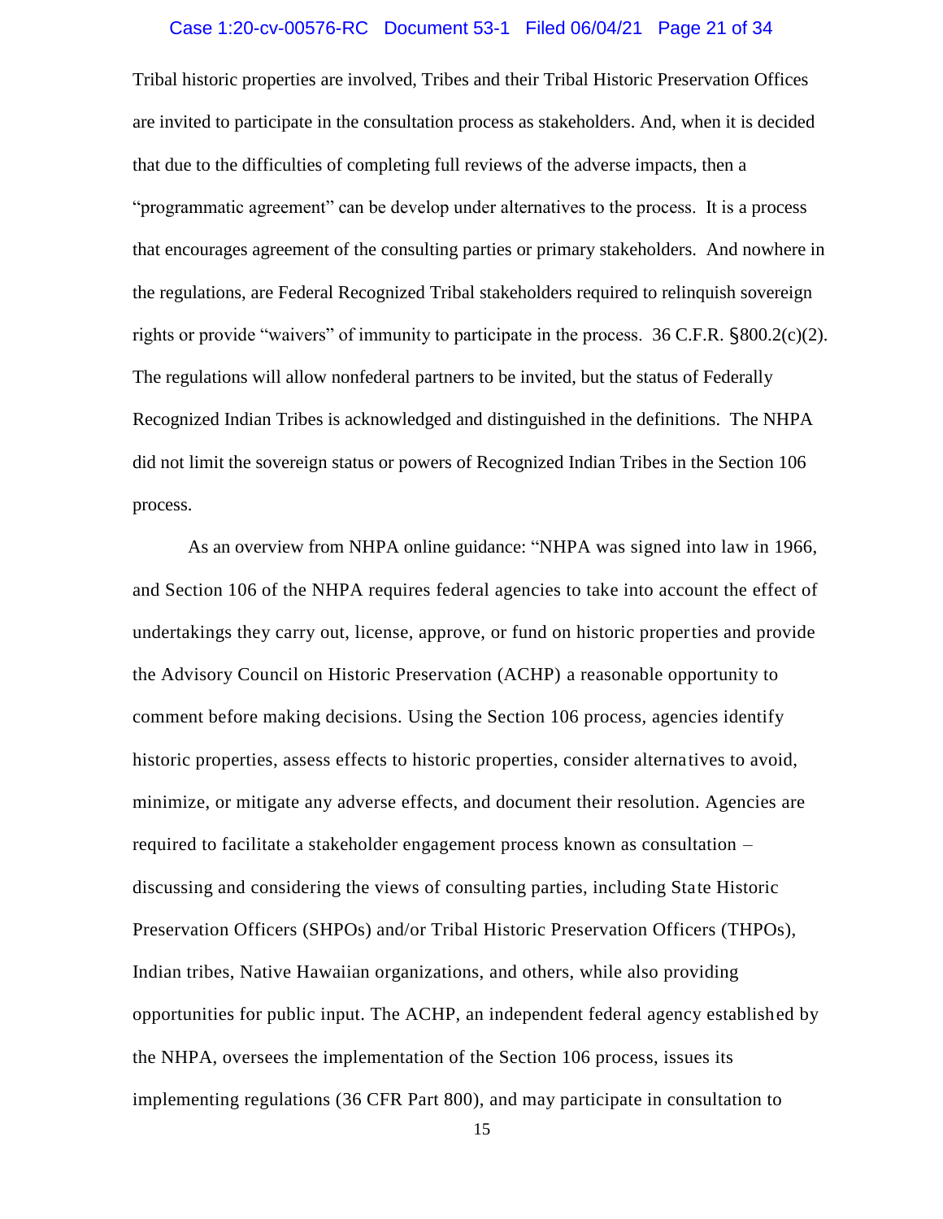Tribal historic properties are involved, Tribes and their Tribal Historic Preservation Offices are invited to participate in the consultation process as stakeholders. And, when it is decided that due to the difficulties of completing full reviews of the adverse impacts, then a "programmatic agreement" can be develop under alternatives to the process. It is a process that encourages agreement of the consulting parties or primary stakeholders. And nowhere in the regulations, are Federal Recognized Tribal stakeholders required to relinquish sovereign rights or provide "waivers" of immunity to participate in the process. 36 C.F.R. §800.2(c)(2). The regulations will allow nonfederal partners to be invited, but the status of Federally Recognized Indian Tribes is acknowledged and distinguished in the definitions. The NHPA did not limit the sovereign status or powers of Recognized Indian Tribes in the Section 106 process.

As an overview from NHPA online guidance: "NHPA was signed into law in 1966, and Section 106 of the NHPA requires federal agencies to take into account the effect of undertakings they carry out, license, approve, or fund on historic properties and provide the Advisory Council on Historic Preservation (ACHP) a reasonable opportunity to comment before making decisions. Using the Section 106 process, agencies identify historic properties, assess effects to historic properties, consider alternatives to avoid, minimize, or mitigate any adverse effects, and document their resolution. Agencies are required to facilitate a stakeholder engagement process known as consultation – discussing and considering the views of consulting parties, including State Historic Preservation Officers (SHPOs) and/or Tribal Historic Preservation Officers (THPOs), Indian tribes, Native Hawaiian organizations, and others, while also providing opportunities for public input. The ACHP, an independent federal agency established by the NHPA, oversees the implementation of the Section 106 process, issues its implementing regulations (36 CFR Part 800), and may participate in consultation to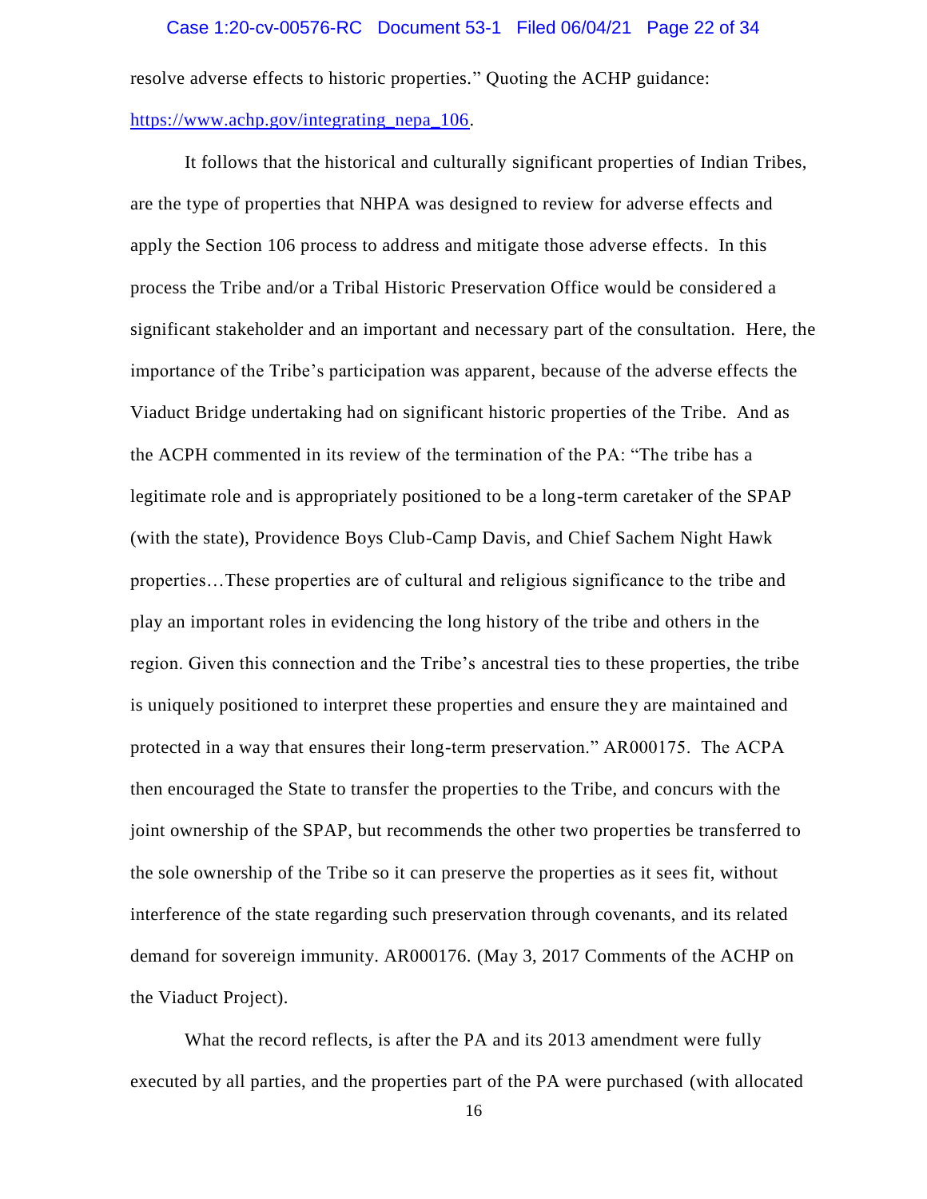resolve adverse effects to historic properties." Quoting the ACHP guidance: https://www.achp.gov/integrating_nepa_106.

It follows that the historical and culturally significant properties of Indian Tribes, are the type of properties that NHPA was designed to review for adverse effects and apply the Section 106 process to address and mitigate those adverse effects. In this process the Tribe and/or a Tribal Historic Preservation Office would be considered a significant stakeholder and an important and necessary part of the consultation. Here, the importance of the Tribe's participation was apparent, because of the adverse effects the Viaduct Bridge undertaking had on significant historic properties of the Tribe. And as the ACPH commented in its review of the termination of the PA: "The tribe has a legitimate role and is appropriately positioned to be a long-term caretaker of the SPAP (with the state), Providence Boys Club-Camp Davis, and Chief Sachem Night Hawk properties…These properties are of cultural and religious significance to the tribe and play an important roles in evidencing the long history of the tribe and others in the region. Given this connection and the Tribe's ancestral ties to these properties, the tribe is uniquely positioned to interpret these properties and ensure they are maintained and protected in a way that ensures their long-term preservation." AR000175. The ACPA then encouraged the State to transfer the properties to the Tribe, and concurs with the joint ownership of the SPAP, but recommends the other two properties be transferred to the sole ownership of the Tribe so it can preserve the properties as it sees fit, without interference of the state regarding such preservation through covenants, and its related demand for sovereign immunity. AR000176. (May 3, 2017 Comments of the ACHP on the Viaduct Project).

What the record reflects, is after the PA and its 2013 amendment were fully executed by all parties, and the properties part of the PA were purchased (with allocated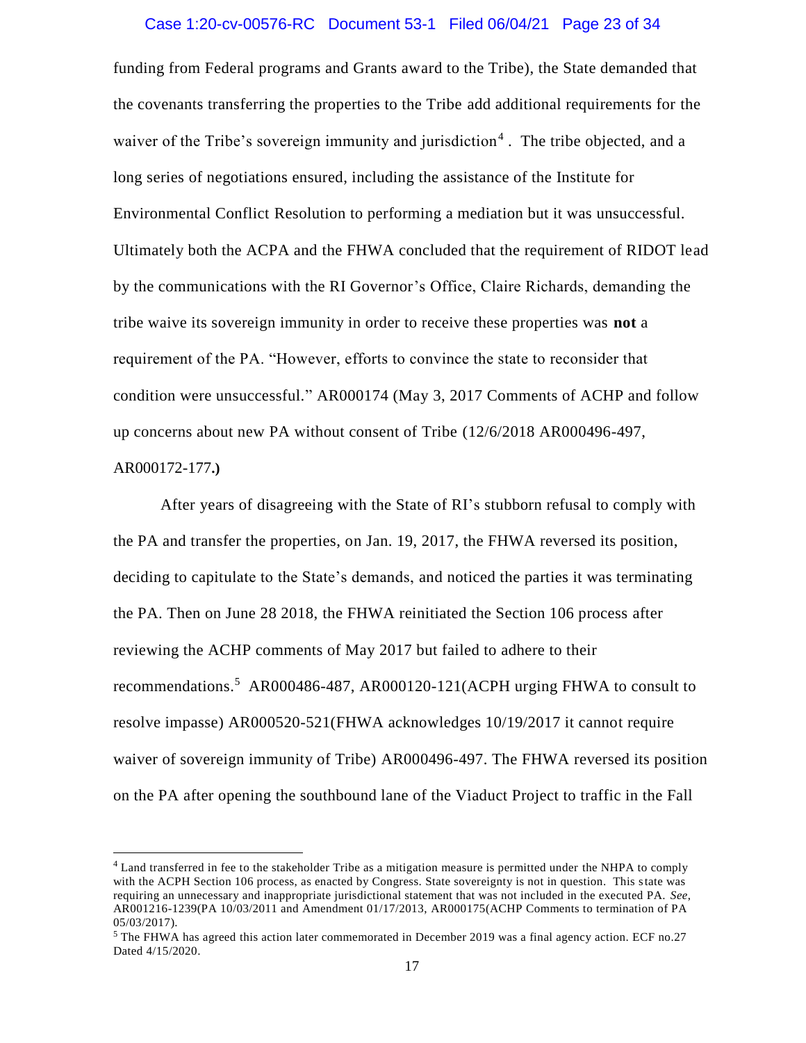funding from Federal programs and Grants award to the Tribe), the State demanded that the covenants transferring the properties to the Tribe add additional requirements for the waiver of the Tribe's sovereign immunity and jurisdiction[4]. The tribe objected, and a long series of negotiations ensured, including the assistance of the Institute for Environmental Conflict Resolution to performing a mediation but it was unsuccessful. Ultimately both the ACPA and the FHWA concluded that the requirement of RIDOT lead by the communications with the RI Governor's Office, Claire Richards, demanding the tribe waive its sovereign immunity in order to receive these properties was **not** a requirement of the PA. "However, efforts to convince the state to reconsider that condition were unsuccessful." AR000174 (May 3, 2017 Comments of ACHP and follow up concerns about new PA without consent of Tribe (12/6/2018 AR000496-497, AR000172-177**.)**

After years of disagreeing with the State of RI's stubborn refusal to comply with the PA and transfer the properties, on Jan. 19, 2017, the FHWA reversed its position, deciding to capitulate to the State's demands, and noticed the parties it was terminating the PA. Then on June 28 2018, the FHWA reinitiated the Section 106 process after reviewing the ACHP comments of May 2017 but failed to adhere to their recommendations.[5] AR000486-487, AR000120-121(ACPH urging FHWA to consult to resolve impasse) AR000520-521(FHWA acknowledges 10/19/2017 it cannot require waiver of sovereign immunity of Tribe) AR000496-497. The FHWA reversed its position on the PA after opening the southbound lane of the Viaduct Project to traffic in the Fall

---

[4] Land transferred in fee to the stakeholder Tribe as a mitigation measure is permitted under the NHPA to comply with the ACPH Section 106 process, as enacted by Congress. State sovereignty is not in question. This state was requiring an unnecessary and inappropriate jurisdictional statement that was not included in the executed PA. *See*, AR001216-1239(PA 10/03/2011 and Amendment 01/17/2013, AR000175(ACHP Comments to termination of PA 05/03/2017).

[5] The FHWA has agreed this action later commemorated in December 2019 was a final agency action. ECF no.27 Dated 4/15/2020.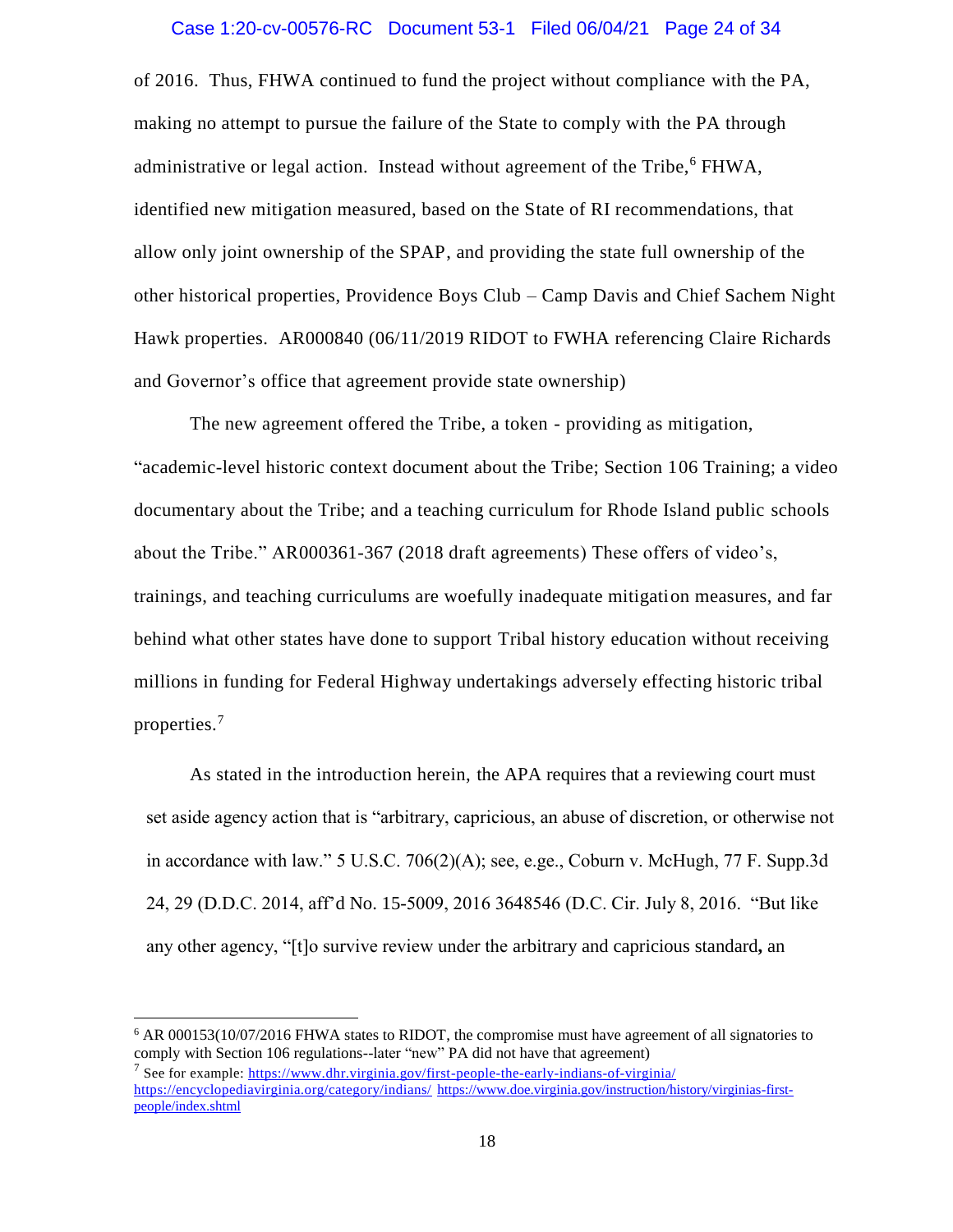of 2016. Thus, FHWA continued to fund the project without compliance with the PA, making no attempt to pursue the failure of the State to comply with the PA through administrative or legal action. Instead without agreement of the Tribe,[6] FHWA, identified new mitigation measured, based on the State of RI recommendations, that allow only joint ownership of the SPAP, and providing the state full ownership of the other historical properties, Providence Boys Club – Camp Davis and Chief Sachem Night Hawk properties. AR000840 (06/11/2019 RIDOT to FWHA referencing Claire Richards and Governor's office that agreement provide state ownership)

The new agreement offered the Tribe, a token - providing as mitigation, "academic-level historic context document about the Tribe; Section 106 Training; a video documentary about the Tribe; and a teaching curriculum for Rhode Island public schools about the Tribe." AR000361-367 (2018 draft agreements) These offers of video's, trainings, and teaching curriculums are woefully inadequate mitigation measures, and far behind what other states have done to support Tribal history education without receiving millions in funding for Federal Highway undertakings adversely effecting historic tribal properties.[7]

As stated in the introduction herein, the APA requires that a reviewing court must set aside agency action that is "arbitrary, capricious, an abuse of discretion, or otherwise not in accordance with law." 5 U.S.C. 706(2)(A); see, e.ge., Coburn v. McHugh, 77 F. Supp.3d 24, 29 (D.D.C. 2014, aff'd No. 15-5009, 2016 3648546 (D.C. Cir. July 8, 2016. "But like any other agency, "[t]o survive review under the arbitrary and capricious standard**,** an

---

[6] AR 000153(10/07/2016 FHWA states to RIDOT, the compromise must have agreement of all signatories to comply with Section 106 regulations--later "new" PA did not have that agreement)

[7] See for example: https://www.dhr.virginia.gov/first-people-the-early-indians-of-virginia/ https://encyclopediavirginia.org/category/indians/ https://www.doe.virginia.gov/instruction/history/virginias-first-people/index.shtml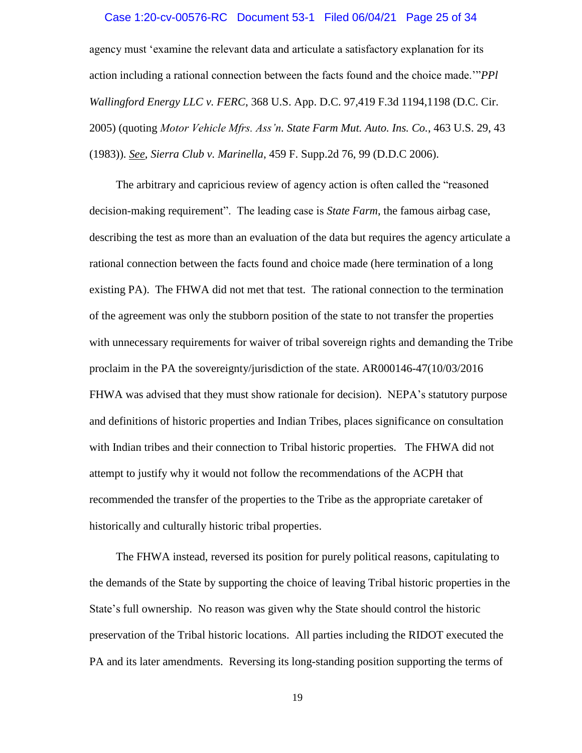agency must 'examine the relevant data and articulate a satisfactory explanation for its action including a rational connection between the facts found and the choice made.'"*PPl Wallingford Energy LLC v. FERC*, 368 U.S. App. D.C. 97,419 F.3d 1194,1198 (D.C. Cir. 2005) (quoting *Motor Vehicle Mfrs. Ass'n. State Farm Mut. Auto. Ins. Co.*, 463 U.S. 29, 43 (1983)). *See*, *Sierra Club v. Marinella*, 459 F. Supp.2d 76, 99 (D.D.C 2006).

The arbitrary and capricious review of agency action is often called the "reasoned decision-making requirement". The leading case is *State Farm*, the famous airbag case, describing the test as more than an evaluation of the data but requires the agency articulate a rational connection between the facts found and choice made (here termination of a long existing PA). The FHWA did not met that test. The rational connection to the termination of the agreement was only the stubborn position of the state to not transfer the properties with unnecessary requirements for waiver of tribal sovereign rights and demanding the Tribe proclaim in the PA the sovereignty/jurisdiction of the state. AR000146-47(10/03/2016 FHWA was advised that they must show rationale for decision). NEPA's statutory purpose and definitions of historic properties and Indian Tribes, places significance on consultation with Indian tribes and their connection to Tribal historic properties. The FHWA did not attempt to justify why it would not follow the recommendations of the ACPH that recommended the transfer of the properties to the Tribe as the appropriate caretaker of historically and culturally historic tribal properties.

The FHWA instead, reversed its position for purely political reasons, capitulating to the demands of the State by supporting the choice of leaving Tribal historic properties in the State's full ownership. No reason was given why the State should control the historic preservation of the Tribal historic locations. All parties including the RIDOT executed the PA and its later amendments. Reversing its long-standing position supporting the terms of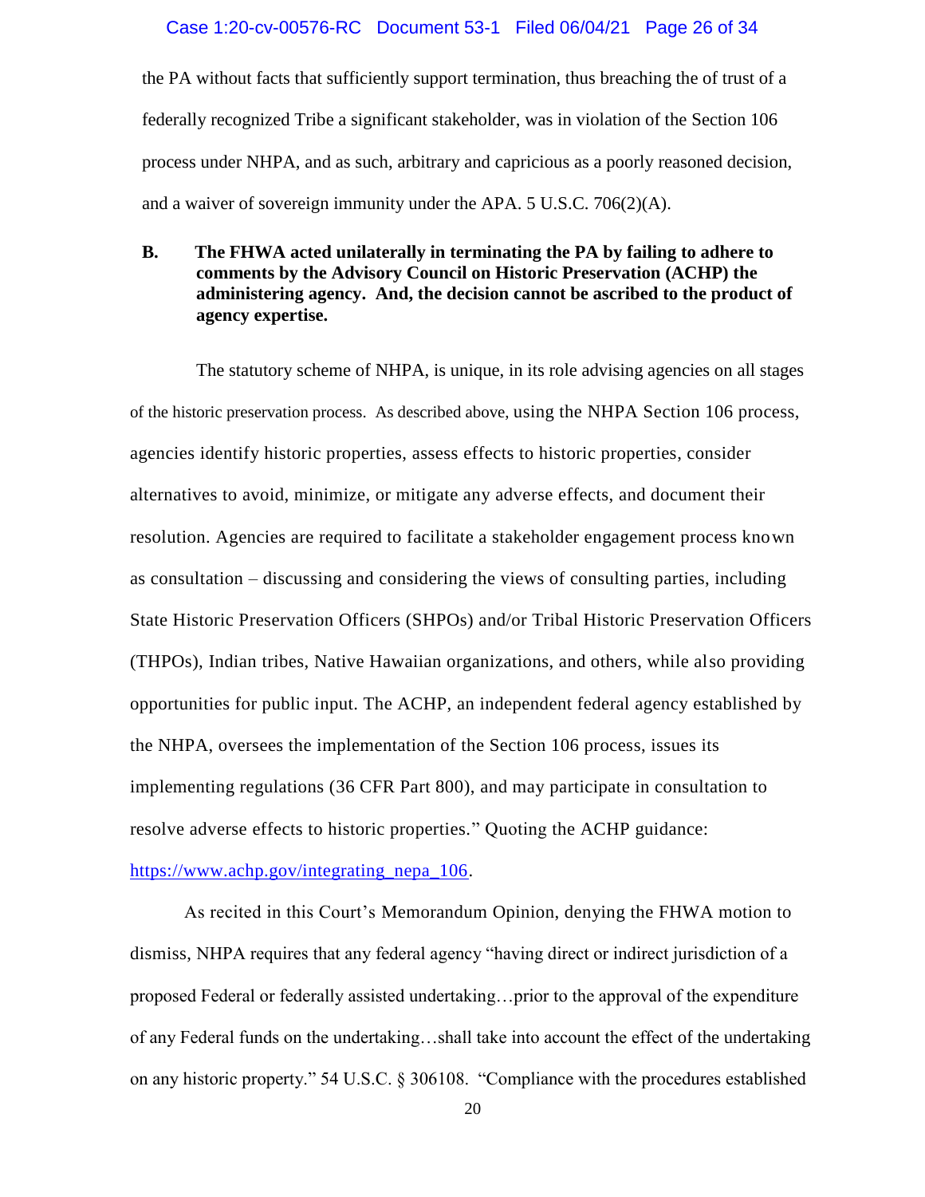the PA without facts that sufficiently support termination, thus breaching the of trust of a federally recognized Tribe a significant stakeholder, was in violation of the Section 106 process under NHPA, and as such, arbitrary and capricious as a poorly reasoned decision, and a waiver of sovereign immunity under the APA. 5 U.S.C. 706(2)(A).

**B. The FHWA acted unilaterally in terminating the PA by failing to adhere to comments by the Advisory Council on Historic Preservation (ACHP) the administering agency. And, the decision cannot be ascribed to the product of agency expertise.**

The statutory scheme of NHPA, is unique, in its role advising agencies on all stages of the historic preservation process. As described above, using the NHPA Section 106 process, agencies identify historic properties, assess effects to historic properties, consider alternatives to avoid, minimize, or mitigate any adverse effects, and document their resolution. Agencies are required to facilitate a stakeholder engagement process known as consultation – discussing and considering the views of consulting parties, including State Historic Preservation Officers (SHPOs) and/or Tribal Historic Preservation Officers (THPOs), Indian tribes, Native Hawaiian organizations, and others, while also providing opportunities for public input. The ACHP, an independent federal agency established by the NHPA, oversees the implementation of the Section 106 process, issues its implementing regulations (36 CFR Part 800), and may participate in consultation to resolve adverse effects to historic properties." Quoting the ACHP guidance: https://www.achp.gov/integrating_nepa_106.

As recited in this Court's Memorandum Opinion, denying the FHWA motion to dismiss, NHPA requires that any federal agency "having direct or indirect jurisdiction of a proposed Federal or federally assisted undertaking…prior to the approval of the expenditure of any Federal funds on the undertaking…shall take into account the effect of the undertaking on any historic property." 54 U.S.C. § 306108. "Compliance with the procedures established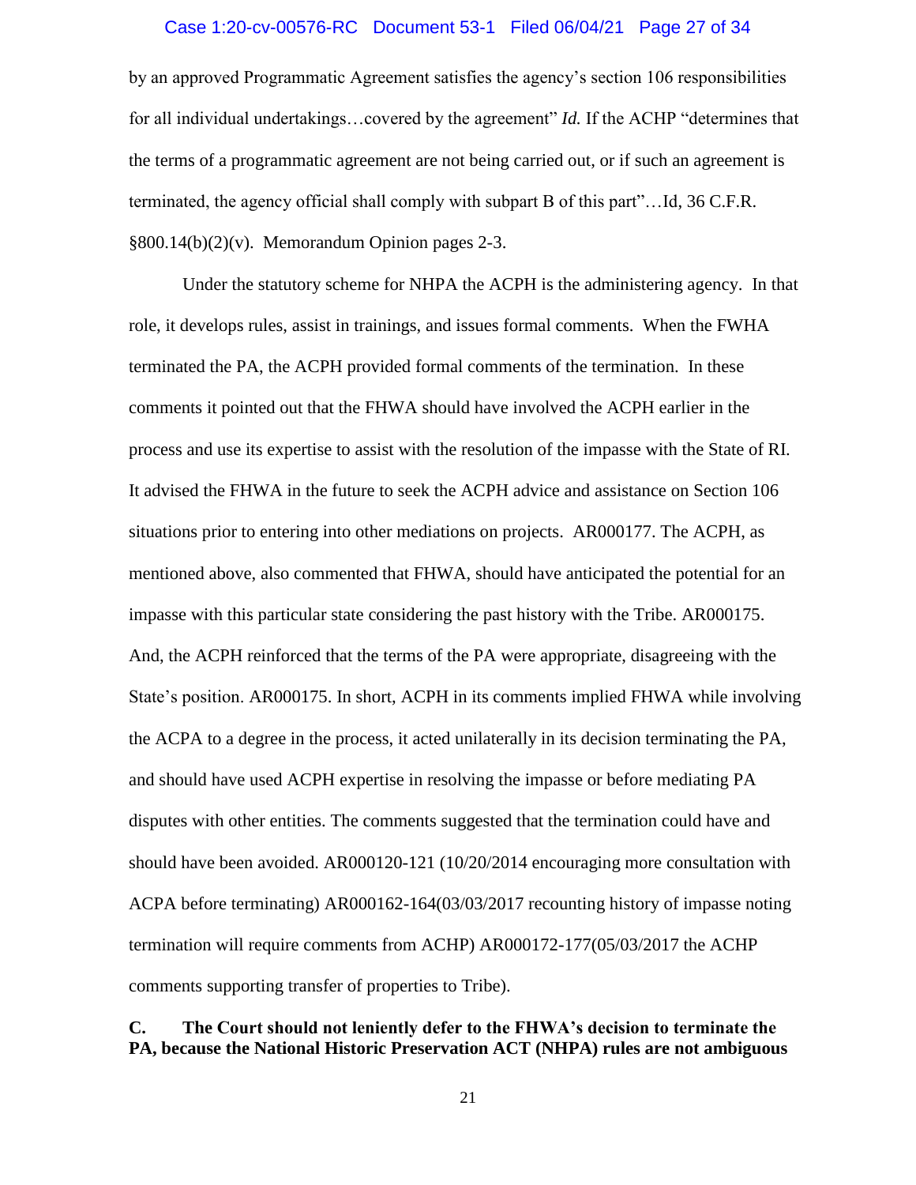by an approved Programmatic Agreement satisfies the agency's section 106 responsibilities for all individual undertakings…covered by the agreement" *Id.* If the ACHP "determines that the terms of a programmatic agreement are not being carried out, or if such an agreement is terminated, the agency official shall comply with subpart B of this part"…Id, 36 C.F.R. §800.14(b)(2)(v). Memorandum Opinion pages 2-3.

Under the statutory scheme for NHPA the ACPH is the administering agency. In that role, it develops rules, assist in trainings, and issues formal comments. When the FWHA terminated the PA, the ACPH provided formal comments of the termination. In these comments it pointed out that the FHWA should have involved the ACPH earlier in the process and use its expertise to assist with the resolution of the impasse with the State of RI. It advised the FHWA in the future to seek the ACPH advice and assistance on Section 106 situations prior to entering into other mediations on projects. AR000177. The ACPH, as mentioned above, also commented that FHWA, should have anticipated the potential for an impasse with this particular state considering the past history with the Tribe. AR000175. And, the ACPH reinforced that the terms of the PA were appropriate, disagreeing with the State's position. AR000175. In short, ACPH in its comments implied FHWA while involving the ACPA to a degree in the process, it acted unilaterally in its decision terminating the PA, and should have used ACPH expertise in resolving the impasse or before mediating PA disputes with other entities. The comments suggested that the termination could have and should have been avoided. AR000120-121 (10/20/2014 encouraging more consultation with ACPA before terminating) AR000162-164(03/03/2017 recounting history of impasse noting termination will require comments from ACHP) AR000172-177(05/03/2017 the ACHP comments supporting transfer of properties to Tribe).

**C. The Court should not leniently defer to the FHWA's decision to terminate the PA, because the National Historic Preservation ACT (NHPA) rules are not ambiguous**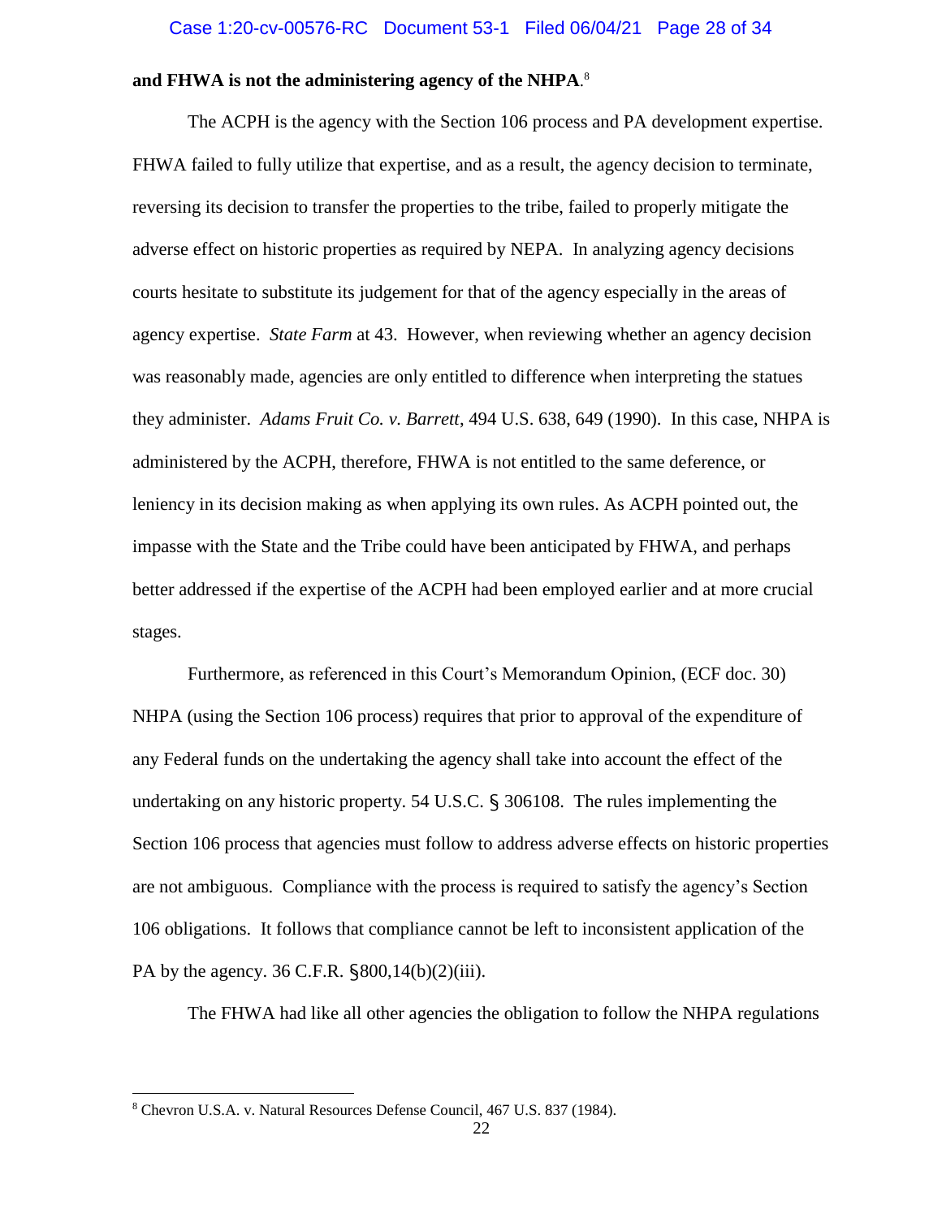**and FHWA is not the administering agency of the NHPA**.[8]

The ACPH is the agency with the Section 106 process and PA development expertise. FHWA failed to fully utilize that expertise, and as a result, the agency decision to terminate, reversing its decision to transfer the properties to the tribe, failed to properly mitigate the adverse effect on historic properties as required by NEPA. In analyzing agency decisions courts hesitate to substitute its judgement for that of the agency especially in the areas of agency expertise. *State Farm* at 43. However, when reviewing whether an agency decision was reasonably made, agencies are only entitled to difference when interpreting the statues they administer. *Adams Fruit Co. v. Barrett*, 494 U.S. 638, 649 (1990). In this case, NHPA is administered by the ACPH, therefore, FHWA is not entitled to the same deference, or leniency in its decision making as when applying its own rules. As ACPH pointed out, the impasse with the State and the Tribe could have been anticipated by FHWA, and perhaps better addressed if the expertise of the ACPH had been employed earlier and at more crucial stages.

Furthermore, as referenced in this Court's Memorandum Opinion, (ECF doc. 30) NHPA (using the Section 106 process) requires that prior to approval of the expenditure of any Federal funds on the undertaking the agency shall take into account the effect of the undertaking on any historic property. 54 U.S.C. § 306108. The rules implementing the Section 106 process that agencies must follow to address adverse effects on historic properties are not ambiguous. Compliance with the process is required to satisfy the agency's Section 106 obligations. It follows that compliance cannot be left to inconsistent application of the PA by the agency. 36 C.F.R. §800,14(b)(2)(iii).

The FHWA had like all other agencies the obligation to follow the NHPA regulations

[8] Chevron U.S.A. v. Natural Resources Defense Council, 467 U.S. 837 (1984).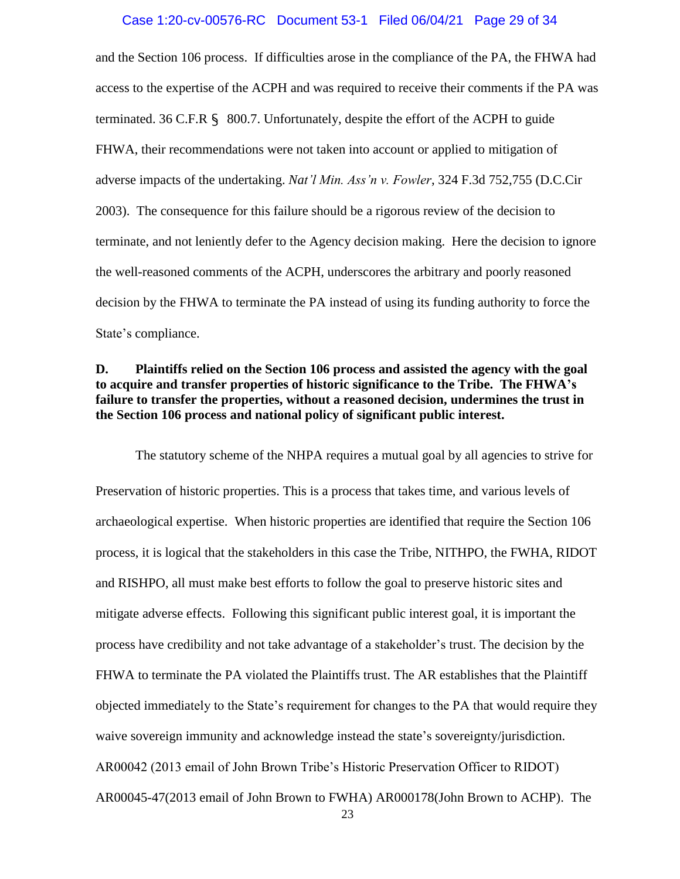and the Section 106 process. If difficulties arose in the compliance of the PA, the FHWA had access to the expertise of the ACPH and was required to receive their comments if the PA was terminated. 36 C.F.R § 800.7. Unfortunately, despite the effort of the ACPH to guide FHWA, their recommendations were not taken into account or applied to mitigation of adverse impacts of the undertaking. *Nat'l Min. Ass'n v. Fowler*, 324 F.3d 752,755 (D.C.Cir 2003). The consequence for this failure should be a rigorous review of the decision to terminate, and not leniently defer to the Agency decision making. Here the decision to ignore the well-reasoned comments of the ACPH, underscores the arbitrary and poorly reasoned decision by the FHWA to terminate the PA instead of using its funding authority to force the State's compliance.

**D. Plaintiffs relied on the Section 106 process and assisted the agency with the goal to acquire and transfer properties of historic significance to the Tribe. The FHWA's failure to transfer the properties, without a reasoned decision, undermines the trust in the Section 106 process and national policy of significant public interest.**

The statutory scheme of the NHPA requires a mutual goal by all agencies to strive for Preservation of historic properties. This is a process that takes time, and various levels of archaeological expertise. When historic properties are identified that require the Section 106 process, it is logical that the stakeholders in this case the Tribe, NITHPO, the FWHA, RIDOT and RISHPO, all must make best efforts to follow the goal to preserve historic sites and mitigate adverse effects. Following this significant public interest goal, it is important the process have credibility and not take advantage of a stakeholder's trust. The decision by the FHWA to terminate the PA violated the Plaintiffs trust. The AR establishes that the Plaintiff objected immediately to the State's requirement for changes to the PA that would require they waive sovereign immunity and acknowledge instead the state's sovereignty/jurisdiction. AR00042 (2013 email of John Brown Tribe's Historic Preservation Officer to RIDOT) AR00045-47(2013 email of John Brown to FWHA) AR000178(John Brown to ACHP). The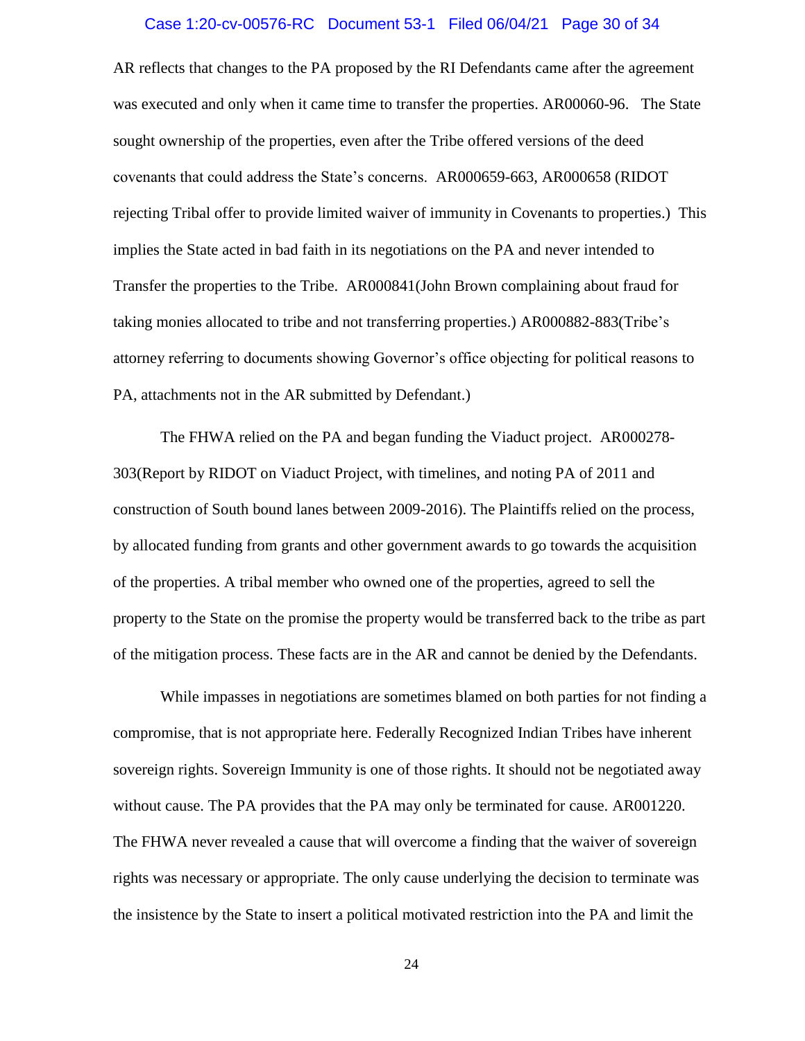AR reflects that changes to the PA proposed by the RI Defendants came after the agreement was executed and only when it came time to transfer the properties. AR00060-96. The State sought ownership of the properties, even after the Tribe offered versions of the deed covenants that could address the State's concerns. AR000659-663, AR000658 (RIDOT rejecting Tribal offer to provide limited waiver of immunity in Covenants to properties.) This implies the State acted in bad faith in its negotiations on the PA and never intended to Transfer the properties to the Tribe. AR000841(John Brown complaining about fraud for taking monies allocated to tribe and not transferring properties.) AR000882-883(Tribe's attorney referring to documents showing Governor's office objecting for political reasons to PA, attachments not in the AR submitted by Defendant.)

The FHWA relied on the PA and began funding the Viaduct project. AR000278-303(Report by RIDOT on Viaduct Project, with timelines, and noting PA of 2011 and construction of South bound lanes between 2009-2016). The Plaintiffs relied on the process, by allocated funding from grants and other government awards to go towards the acquisition of the properties. A tribal member who owned one of the properties, agreed to sell the property to the State on the promise the property would be transferred back to the tribe as part of the mitigation process. These facts are in the AR and cannot be denied by the Defendants.

While impasses in negotiations are sometimes blamed on both parties for not finding a compromise, that is not appropriate here. Federally Recognized Indian Tribes have inherent sovereign rights. Sovereign Immunity is one of those rights. It should not be negotiated away without cause. The PA provides that the PA may only be terminated for cause. AR001220. The FHWA never revealed a cause that will overcome a finding that the waiver of sovereign rights was necessary or appropriate. The only cause underlying the decision to terminate was the insistence by the State to insert a political motivated restriction into the PA and limit the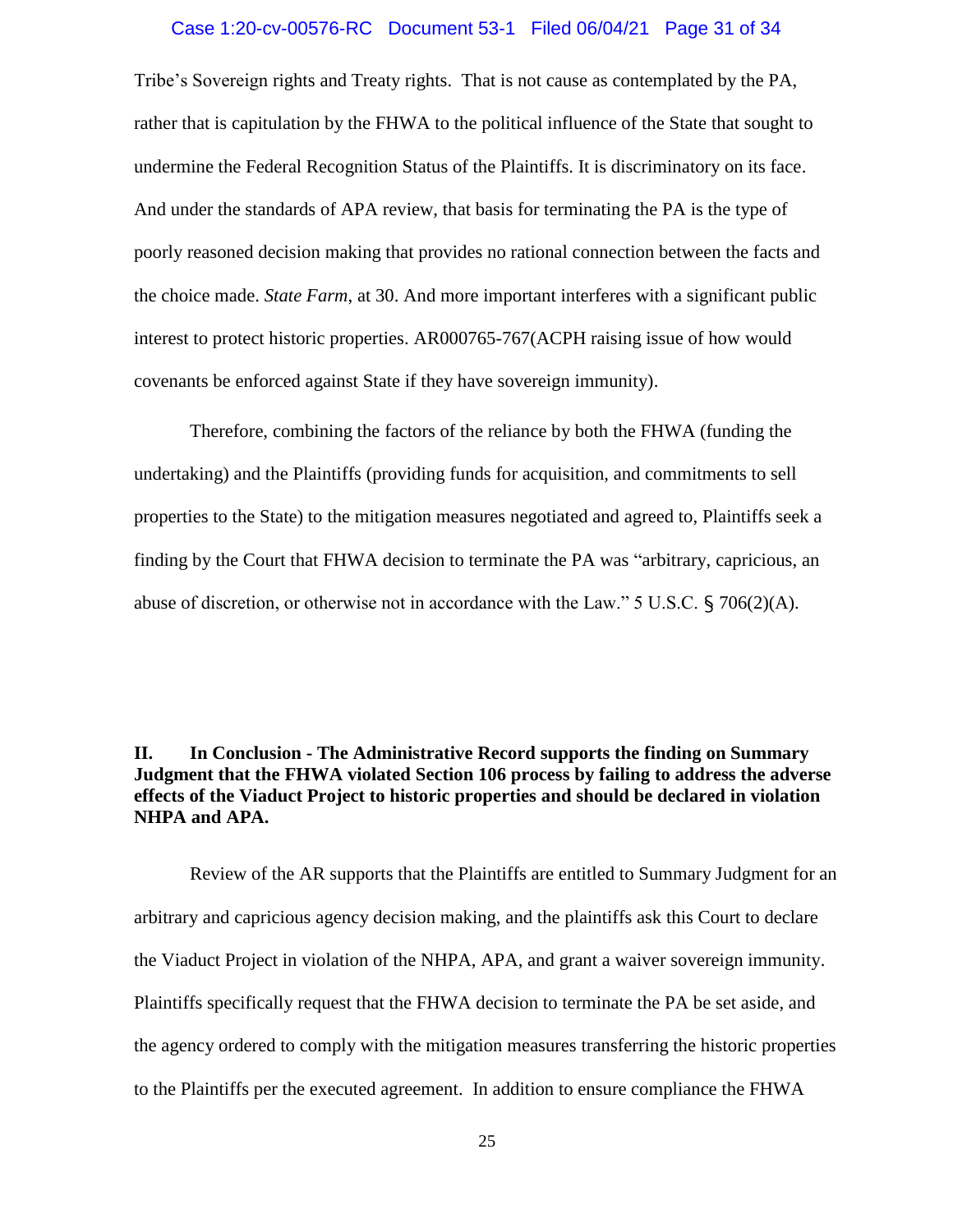Tribe's Sovereign rights and Treaty rights. That is not cause as contemplated by the PA, rather that is capitulation by the FHWA to the political influence of the State that sought to undermine the Federal Recognition Status of the Plaintiffs. It is discriminatory on its face. And under the standards of APA review, that basis for terminating the PA is the type of poorly reasoned decision making that provides no rational connection between the facts and the choice made. *State Farm*, at 30. And more important interferes with a significant public interest to protect historic properties. AR000765-767(ACPH raising issue of how would covenants be enforced against State if they have sovereign immunity).

Therefore, combining the factors of the reliance by both the FHWA (funding the undertaking) and the Plaintiffs (providing funds for acquisition, and commitments to sell properties to the State) to the mitigation measures negotiated and agreed to, Plaintiffs seek a finding by the Court that FHWA decision to terminate the PA was "arbitrary, capricious, an abuse of discretion, or otherwise not in accordance with the Law." 5 U.S.C. § 706(2)(A).

## II. In Conclusion - The Administrative Record supports the finding on Summary Judgment that the FHWA violated Section 106 process by failing to address the adverse effects of the Viaduct Project to historic properties and should be declared in violation NHPA and APA.

Review of the AR supports that the Plaintiffs are entitled to Summary Judgment for an arbitrary and capricious agency decision making, and the plaintiffs ask this Court to declare the Viaduct Project in violation of the NHPA, APA, and grant a waiver sovereign immunity. Plaintiffs specifically request that the FHWA decision to terminate the PA be set aside, and the agency ordered to comply with the mitigation measures transferring the historic properties to the Plaintiffs per the executed agreement. In addition to ensure compliance the FHWA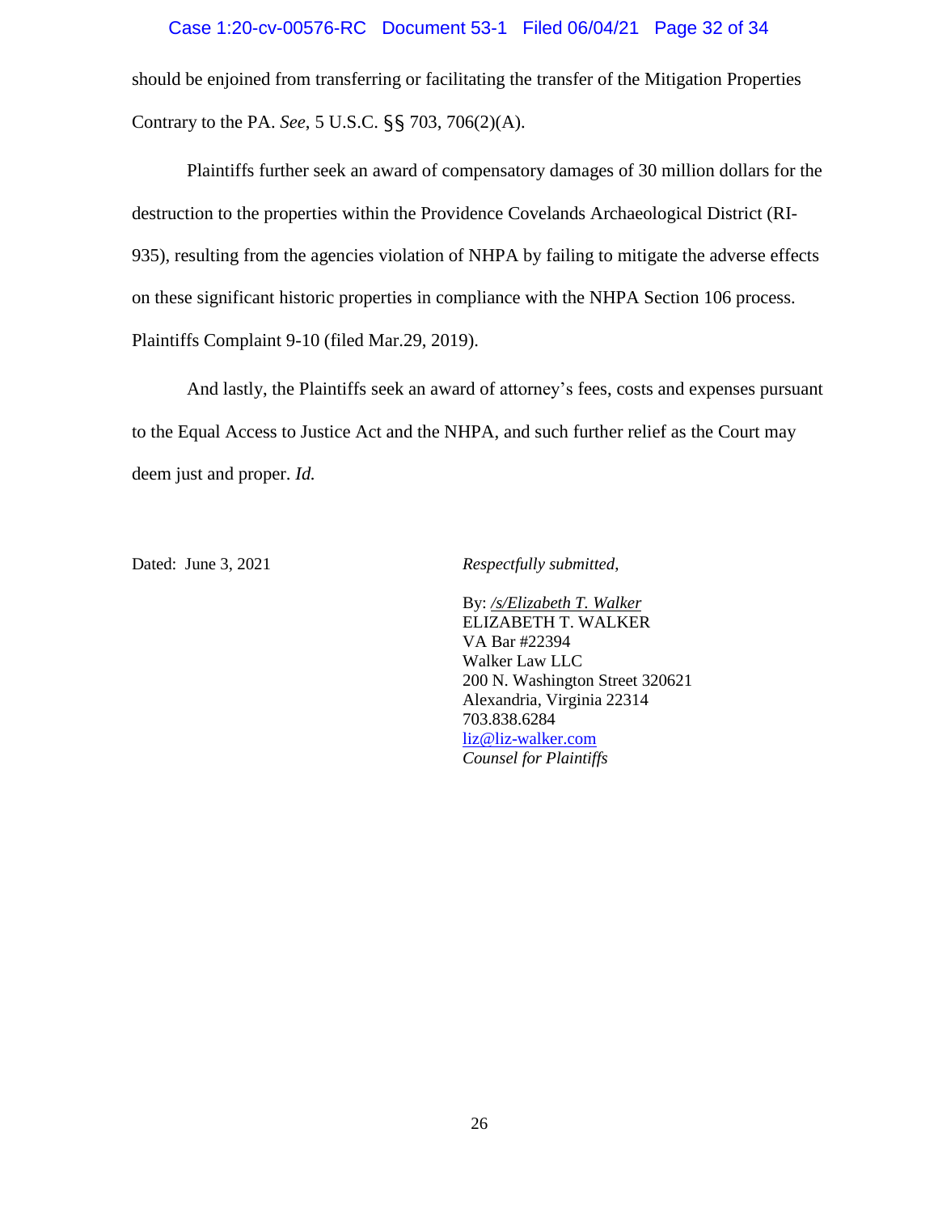should be enjoined from transferring or facilitating the transfer of the Mitigation Properties Contrary to the PA. *See*, 5 U.S.C. §§ 703, 706(2)(A).

Plaintiffs further seek an award of compensatory damages of 30 million dollars for the destruction to the properties within the Providence Covelands Archaeological District (RI-935), resulting from the agencies violation of NHPA by failing to mitigate the adverse effects on these significant historic properties in compliance with the NHPA Section 106 process. Plaintiffs Complaint 9-10 (filed Mar.29, 2019).

And lastly, the Plaintiffs seek an award of attorney's fees, costs and expenses pursuant to the Equal Access to Justice Act and the NHPA, and such further relief as the Court may deem just and proper. *Id.*

Dated: June 3, 2021

*Respectfully submitted,*

By: */s/Elizabeth T. Walker*
ELIZABETH T. WALKER
VA Bar #22394
Walker Law LLC
200 N. Washington Street 320621
Alexandria, Virginia 22314
703.838.6284
liz@liz-walker.com
*Counsel for Plaintiffs*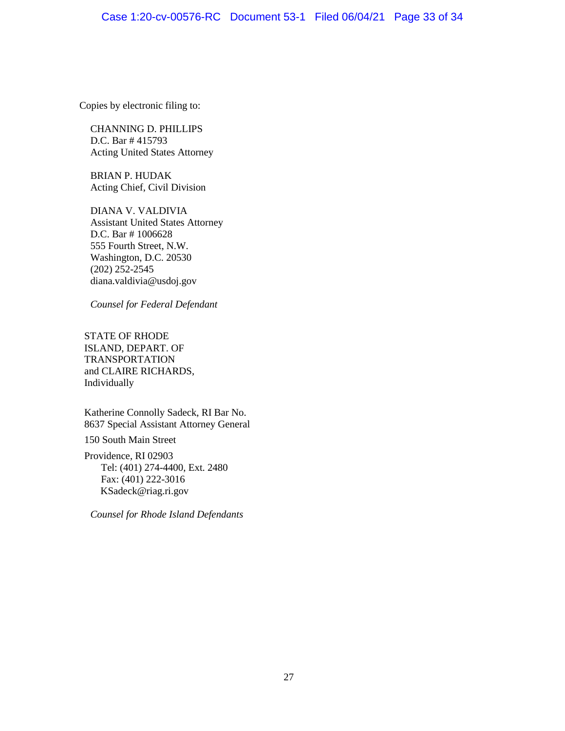Copies by electronic filing to:

CHANNING D. PHILLIPS
D.C. Bar # 415793
Acting United States Attorney

BRIAN P. HUDAK
Acting Chief, Civil Division

DIANA V. VALDIVIA
Assistant United States Attorney
D.C. Bar # 1006628
555 Fourth Street, N.W.
Washington, D.C. 20530
(202) 252-2545
diana.valdivia@usdoj.gov

*Counsel for Federal Defendant*

STATE OF RHODE
ISLAND, DEPART. OF
TRANSPORTATION
and CLAIRE RICHARDS,
Individually

Katherine Connolly Sadeck, RI Bar No.
8637 Special Assistant Attorney General

150 South Main Street

Providence, RI 02903
Tel: (401) 274-4400, Ext. 2480
Fax: (401) 222-3016
KSadeck@riag.ri.gov

*Counsel for Rhode Island Defendants*